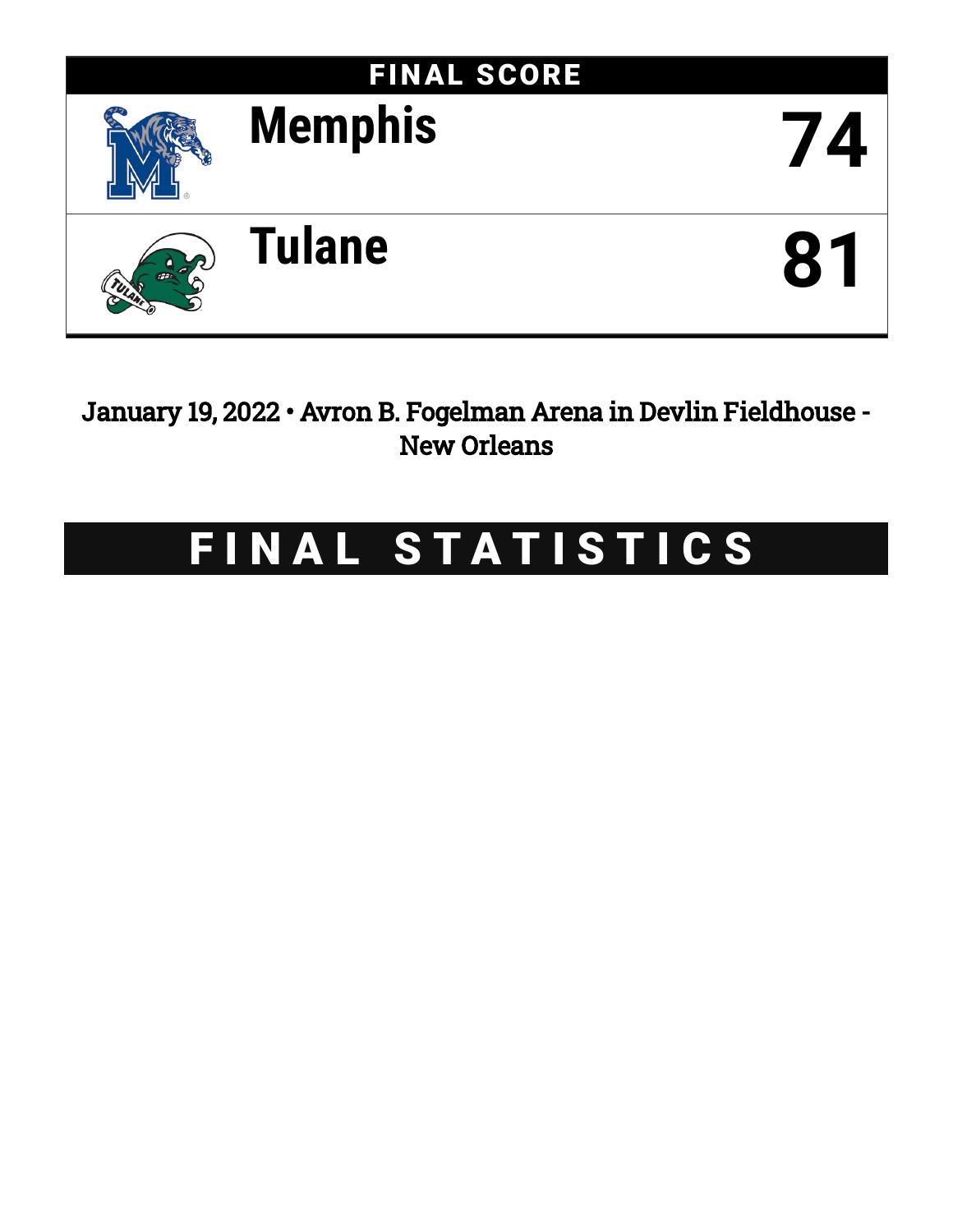## FINAL SCORE

| Team | Score |
|---|---|
| Memphis | 74 |
| Tulane | 81 |

January 19, 2022 • Avron B. Fogelman Arena in Devlin Fieldhouse - New Orleans

# FINAL STATISTICS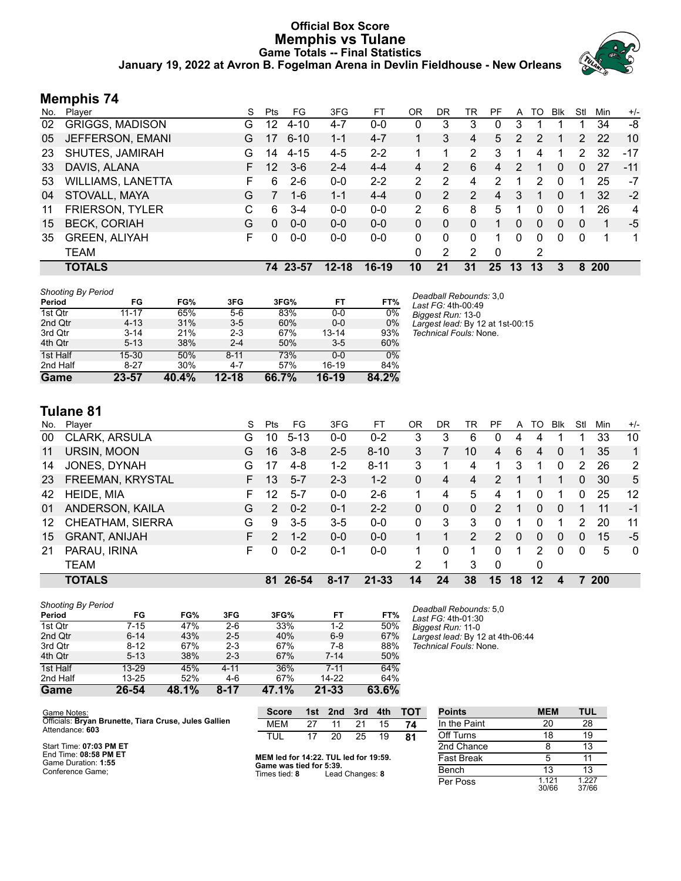# Official Box Score
# Memphis vs Tulane
## Game Totals -- Final Statistics
### January 19, 2022 at Avron B. Fogelman Arena in Devlin Fieldhouse - New Orleans

## Memphis 74

| No. | Player | S | Pts | FG | 3FG | FT | OR | DR | TR | PF | A | TO | Blk | Stl | Min | +/- |
|---|---|---|---|---|---|---|---|---|---|---|---|---|---|---|---|---|
| 02 | GRIGGS, MADISON | G | 12 | 4-10 | 4-7 | 0-0 | 0 | 3 | 3 | 0 | 3 | 1 | 1 | 1 | 34 | -8 |
| 05 | JEFFERSON, EMANI | G | 17 | 6-10 | 1-1 | 4-7 | 1 | 3 | 4 | 5 | 2 | 2 | 1 | 2 | 22 | 10 |
| 23 | SHUTES, JAMIRAH | G | 14 | 4-15 | 4-5 | 2-2 | 1 | 1 | 2 | 3 | 1 | 4 | 1 | 2 | 32 | -17 |
| 33 | DAVIS, ALANA | F | 12 | 3-6 | 2-4 | 4-4 | 4 | 2 | 6 | 4 | 2 | 1 | 0 | 0 | 27 | -11 |
| 53 | WILLIAMS, LANETTA | F | 6 | 2-6 | 0-0 | 2-2 | 2 | 2 | 4 | 2 | 1 | 2 | 0 | 1 | 25 | -7 |
| 04 | STOVALL, MAYA | G | 7 | 1-6 | 1-1 | 4-4 | 0 | 2 | 2 | 4 | 3 | 1 | 0 | 1 | 32 | -2 |
| 11 | FRIERSON, TYLER | C | 6 | 3-4 | 0-0 | 0-0 | 2 | 6 | 8 | 5 | 1 | 0 | 0 | 1 | 26 | 4 |
| 15 | BECK, CORIAH | G | 0 | 0-0 | 0-0 | 0-0 | 0 | 0 | 0 | 1 | 0 | 0 | 0 | 0 | 1 | -5 |
| 35 | GREEN, ALIYAH | F | 0 | 0-0 | 0-0 | 0-0 | 0 | 0 | 0 | 1 | 0 | 0 | 0 | 0 | 1 | 1 |
| | TEAM | | | | | | 0 | 2 | 2 | 0 | | 2 | | | | |
| | **TOTALS** | | **74** | **23-57** | **12-18** | **16-19** | **10** | **21** | **31** | **25** | **13** | **13** | **3** | **8** | **200** | |

*Shooting By Period*

| Period | FG | FG% | 3FG | 3FG% | FT | FT% |
|---|---|---|---|---|---|---|
| 1st Qtr | 11-17 | 65% | 5-6 | 83% | 0-0 | 0% |
| 2nd Qtr | 4-13 | 31% | 3-5 | 60% | 0-0 | 0% |
| 3rd Qtr | 3-14 | 21% | 2-3 | 67% | 13-14 | 93% |
| 4th Qtr | 5-13 | 38% | 2-4 | 50% | 3-5 | 60% |
| 1st Half | 15-30 | 50% | 8-11 | 73% | 0-0 | 0% |
| 2nd Half | 8-27 | 30% | 4-7 | 57% | 16-19 | 84% |
| **Game** | **23-57** | **40.4%** | **12-18** | **66.7%** | **16-19** | **84.2%** |

*Deadball Rebounds:* 3,0
*Last FG:* 4th-00:49
*Biggest Run:* 13-0
*Largest lead:* By 12 at 1st-00:15
*Technical Fouls:* None.

## Tulane 81

| No. | Player | S | Pts | FG | 3FG | FT | OR | DR | TR | PF | A | TO | Blk | Stl | Min | +/- |
|---|---|---|---|---|---|---|---|---|---|---|---|---|---|---|---|---|
| 00 | CLARK, ARSULA | G | 10 | 5-13 | 0-0 | 0-2 | 3 | 3 | 6 | 0 | 4 | 4 | 1 | 1 | 33 | 10 |
| 11 | URSIN, MOON | G | 16 | 3-8 | 2-5 | 8-10 | 3 | 7 | 10 | 4 | 6 | 4 | 0 | 1 | 35 | 1 |
| 14 | JONES, DYNAH | G | 17 | 4-8 | 1-2 | 8-11 | 3 | 1 | 4 | 1 | 3 | 1 | 0 | 2 | 26 | 2 |
| 23 | FREEMAN, KRYSTAL | F | 13 | 5-7 | 2-3 | 1-2 | 0 | 4 | 4 | 2 | 1 | 1 | 1 | 0 | 30 | 5 |
| 42 | HEIDE, MIA | F | 12 | 5-7 | 0-0 | 2-6 | 1 | 4 | 5 | 4 | 1 | 0 | 1 | 0 | 25 | 12 |
| 01 | ANDERSON, KAILA | G | 2 | 0-2 | 0-1 | 2-2 | 0 | 0 | 0 | 2 | 1 | 0 | 0 | 1 | 11 | -1 |
| 12 | CHEATHAM, SIERRA | G | 9 | 3-5 | 3-5 | 0-0 | 0 | 3 | 3 | 0 | 1 | 0 | 1 | 2 | 20 | 11 |
| 15 | GRANT, ANIJAH | F | 2 | 1-2 | 0-0 | 0-0 | 1 | 1 | 2 | 2 | 0 | 0 | 0 | 0 | 15 | -5 |
| 21 | PARAU, IRINA | F | 0 | 0-2 | 0-1 | 0-0 | 1 | 0 | 1 | 0 | 1 | 2 | 0 | 0 | 5 | 0 |
| | TEAM | | | | | | 2 | 1 | 3 | 0 | | 0 | | | | |
| | **TOTALS** | | **81** | **26-54** | **8-17** | **21-33** | **14** | **24** | **38** | **15** | **18** | **12** | **4** | **7** | **200** | |

*Shooting By Period*

| Period | FG | FG% | 3FG | 3FG% | FT | FT% |
|---|---|---|---|---|---|---|
| 1st Qtr | 7-15 | 47% | 2-6 | 33% | 1-2 | 50% |
| 2nd Qtr | 6-14 | 43% | 2-5 | 40% | 6-9 | 67% |
| 3rd Qtr | 8-12 | 67% | 2-3 | 67% | 7-8 | 88% |
| 4th Qtr | 5-13 | 38% | 2-3 | 67% | 7-14 | 50% |
| 1st Half | 13-29 | 45% | 4-11 | 36% | 7-11 | 64% |
| 2nd Half | 13-25 | 52% | 4-6 | 67% | 14-22 | 64% |
| **Game** | **26-54** | **48.1%** | **8-17** | **47.1%** | **21-33** | **63.6%** |

*Deadball Rebounds:* 5,0
*Last FG:* 4th-01:30
*Biggest Run:* 11-0
*Largest lead:* By 12 at 4th-06:44
*Technical Fouls:* None.

Game Notes:
Officials: **Bryan Brunette, Tiara Cruse, Jules Gallien**
Attendance: **603**

Start Time: **07:03 PM ET**
End Time: **08:58 PM ET**
Game Duration: **1:55**
Conference Game;

| Score | 1st | 2nd | 3rd | 4th | TOT |
|---|---|---|---|---|---|
| MEM | 27 | 11 | 21 | 15 | **74** |
| TUL | 17 | 20 | 25 | 19 | **81** |

**MEM led for 14:22. TUL led for 19:59.**
**Game was tied for 5:39.**
Times tied: **8** Lead Changes: **8**

| Points | MEM | TUL |
|---|---|---|
| In the Paint | 20 | 28 |
| Off Turns | 18 | 19 |
| 2nd Chance | 8 | 13 |
| Fast Break | 5 | 11 |
| Bench | 13 | 13 |
| Per Poss | 1.121 30/66 | 1.227 37/66 |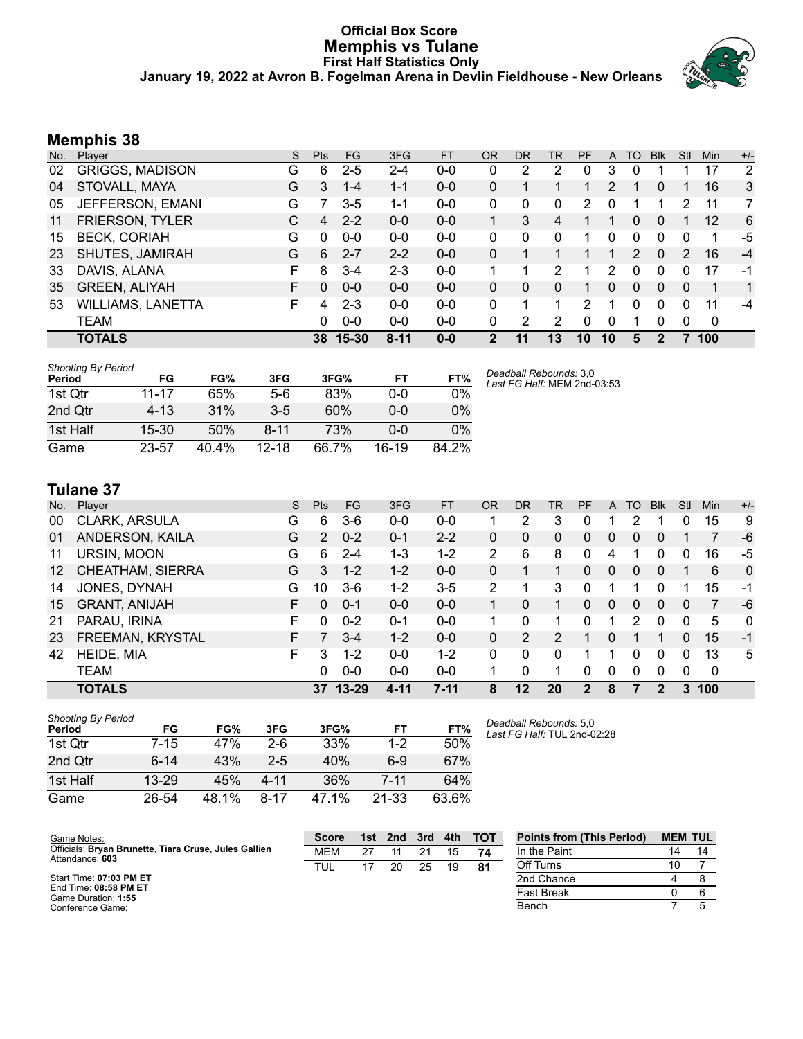# Official Box Score
# Memphis vs Tulane
## First Half Statistics Only
### January 19, 2022 at Avron B. Fogelman Arena in Devlin Fieldhouse - New Orleans

## Memphis 38

| No. | Player | S | Pts | FG | 3FG | FT | OR | DR | TR | PF | A | TO | Blk | Stl | Min | +/- |
|---|---|---|---|---|---|---|---|---|---|---|---|---|---|---|---|---|
| 02 | GRIGGS, MADISON | G | 6 | 2-5 | 2-4 | 0-0 | 0 | 2 | 2 | 0 | 3 | 0 | 1 | 1 | 17 | 2 |
| 04 | STOVALL, MAYA | G | 3 | 1-4 | 1-1 | 0-0 | 0 | 1 | 1 | 1 | 2 | 1 | 0 | 1 | 16 | 3 |
| 05 | JEFFERSON, EMANI | G | 7 | 3-5 | 1-1 | 0-0 | 0 | 0 | 0 | 2 | 0 | 1 | 1 | 2 | 11 | 7 |
| 11 | FRIERSON, TYLER | C | 4 | 2-2 | 0-0 | 0-0 | 1 | 3 | 4 | 1 | 1 | 0 | 0 | 1 | 12 | 6 |
| 15 | BECK, CORIAH | G | 0 | 0-0 | 0-0 | 0-0 | 0 | 0 | 0 | 1 | 0 | 0 | 0 | 0 | 1 | -5 |
| 23 | SHUTES, JAMIRAH | G | 6 | 2-7 | 2-2 | 0-0 | 0 | 1 | 1 | 1 | 1 | 2 | 0 | 2 | 16 | -4 |
| 33 | DAVIS, ALANA | F | 8 | 3-4 | 2-3 | 0-0 | 1 | 1 | 2 | 1 | 2 | 0 | 0 | 0 | 17 | -1 |
| 35 | GREEN, ALIYAH | F | 0 | 0-0 | 0-0 | 0-0 | 0 | 0 | 0 | 1 | 0 | 0 | 0 | 0 | 1 | 1 |
| 53 | WILLIAMS, LANETTA | F | 4 | 2-3 | 0-0 | 0-0 | 0 | 1 | 1 | 2 | 1 | 0 | 0 | 0 | 11 | -4 |
| | TEAM | | 0 | 0-0 | 0-0 | 0-0 | 0 | 2 | 2 | 0 | 0 | 1 | 0 | 0 | 0 | |
| | **TOTALS** | | **38** | **15-30** | **8-11** | **0-0** | **2** | **11** | **13** | **10** | **10** | **5** | **2** | **7** | **100** | |

*Shooting By Period*

| Period | FG | FG% | 3FG | 3FG% | FT | FT% |
|---|---|---|---|---|---|---|
| 1st Qtr | 11-17 | 65% | 5-6 | 83% | 0-0 | 0% |
| 2nd Qtr | 4-13 | 31% | 3-5 | 60% | 0-0 | 0% |
| 1st Half | 15-30 | 50% | 8-11 | 73% | 0-0 | 0% |
| Game | 23-57 | 40.4% | 12-18 | 66.7% | 16-19 | 84.2% |

*Deadball Rebounds:* 3,0
*Last FG Half:* MEM 2nd-03:53

## Tulane 37

| No. | Player | S | Pts | FG | 3FG | FT | OR | DR | TR | PF | A | TO | Blk | Stl | Min | +/- |
|---|---|---|---|---|---|---|---|---|---|---|---|---|---|---|---|---|
| 00 | CLARK, ARSULA | G | 6 | 3-6 | 0-0 | 0-0 | 1 | 2 | 3 | 0 | 1 | 2 | 1 | 0 | 15 | 9 |
| 01 | ANDERSON, KAILA | G | 2 | 0-2 | 0-1 | 2-2 | 0 | 0 | 0 | 0 | 0 | 0 | 0 | 1 | 7 | -6 |
| 11 | URSIN, MOON | G | 6 | 2-4 | 1-3 | 1-2 | 2 | 6 | 8 | 0 | 4 | 1 | 0 | 0 | 16 | -5 |
| 12 | CHEATHAM, SIERRA | G | 3 | 1-2 | 1-2 | 0-0 | 0 | 1 | 1 | 0 | 0 | 0 | 0 | 1 | 6 | 0 |
| 14 | JONES, DYNAH | G | 10 | 3-6 | 1-2 | 3-5 | 2 | 1 | 3 | 0 | 1 | 1 | 0 | 1 | 15 | -1 |
| 15 | GRANT, ANIJAH | F | 0 | 0-1 | 0-0 | 0-0 | 1 | 0 | 1 | 0 | 0 | 0 | 0 | 0 | 7 | -6 |
| 21 | PARAU, IRINA | F | 0 | 0-2 | 0-1 | 0-0 | 1 | 0 | 1 | 0 | 1 | 2 | 0 | 0 | 5 | 0 |
| 23 | FREEMAN, KRYSTAL | F | 7 | 3-4 | 1-2 | 0-0 | 0 | 2 | 2 | 1 | 0 | 1 | 1 | 0 | 15 | -1 |
| 42 | HEIDE, MIA | F | 3 | 1-2 | 0-0 | 1-2 | 0 | 0 | 0 | 1 | 1 | 0 | 0 | 0 | 13 | 5 |
| | TEAM | | 0 | 0-0 | 0-0 | 0-0 | 1 | 0 | 1 | 0 | 0 | 0 | 0 | 0 | 0 | |
| | **TOTALS** | | **37** | **13-29** | **4-11** | **7-11** | **8** | **12** | **20** | **2** | **8** | **7** | **2** | **3** | **100** | |

*Shooting By Period*

| Period | FG | FG% | 3FG | 3FG% | FT | FT% |
|---|---|---|---|---|---|---|
| 1st Qtr | 7-15 | 47% | 2-6 | 33% | 1-2 | 50% |
| 2nd Qtr | 6-14 | 43% | 2-5 | 40% | 6-9 | 67% |
| 1st Half | 13-29 | 45% | 4-11 | 36% | 7-11 | 64% |
| Game | 26-54 | 48.1% | 8-17 | 47.1% | 21-33 | 63.6% |

*Deadball Rebounds:* 5,0
*Last FG Half:* TUL 2nd-02:28

Game Notes:
Officials: **Bryan Brunette, Tiara Cruse, Jules Gallien**
Attendance: **603**

Start Time: **07:03 PM ET**
End Time: **08:58 PM ET**
Game Duration: **1:55**
Conference Game;

| Score | 1st | 2nd | 3rd | 4th | TOT |
|---|---|---|---|---|---|
| MEM | 27 | 11 | 21 | 15 | **74** |
| TUL | 17 | 20 | 25 | 19 | **81** |

| Points from (This Period) | MEM | TUL |
|---|---|---|
| In the Paint | 14 | 14 |
| Off Turns | 10 | 7 |
| 2nd Chance | 4 | 8 |
| Fast Break | 0 | 6 |
| Bench | 7 | 5 |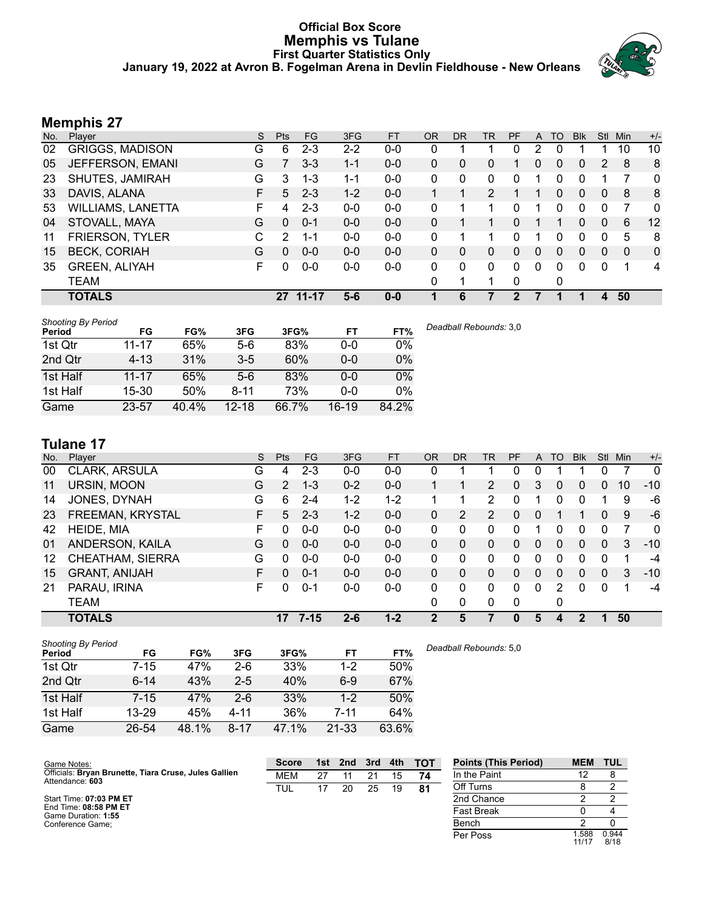# Official Box Score
## Memphis vs Tulane
### First Quarter Statistics Only
### January 19, 2022 at Avron B. Fogelman Arena in Devlin Fieldhouse - New Orleans

## Memphis 27

| No. | Player | S | Pts | FG | 3FG | FT | OR | DR | TR | PF | A | TO | Blk | Stl | Min | +/- |
|---|---|---|---|---|---|---|---|---|---|---|---|---|---|---|---|---|
| 02 | GRIGGS, MADISON | G | 6 | 2-3 | 2-2 | 0-0 | 0 | 1 | 1 | 0 | 2 | 0 | 1 | 1 | 10 | 10 |
| 05 | JEFFERSON, EMANI | G | 7 | 3-3 | 1-1 | 0-0 | 0 | 0 | 0 | 1 | 0 | 0 | 0 | 2 | 8 | 8 |
| 23 | SHUTES, JAMIRAH | G | 3 | 1-3 | 1-1 | 0-0 | 0 | 0 | 0 | 0 | 1 | 0 | 0 | 1 | 7 | 0 |
| 33 | DAVIS, ALANA | F | 5 | 2-3 | 1-2 | 0-0 | 1 | 1 | 2 | 1 | 1 | 0 | 0 | 0 | 8 | 8 |
| 53 | WILLIAMS, LANETTA | F | 4 | 2-3 | 0-0 | 0-0 | 0 | 1 | 1 | 0 | 1 | 0 | 0 | 0 | 7 | 0 |
| 04 | STOVALL, MAYA | G | 0 | 0-1 | 0-0 | 0-0 | 0 | 1 | 1 | 0 | 1 | 1 | 0 | 0 | 6 | 12 |
| 11 | FRIERSON, TYLER | C | 2 | 1-1 | 0-0 | 0-0 | 0 | 1 | 1 | 0 | 1 | 0 | 0 | 0 | 5 | 8 |
| 15 | BECK, CORIAH | G | 0 | 0-0 | 0-0 | 0-0 | 0 | 0 | 0 | 0 | 0 | 0 | 0 | 0 | 0 | 0 |
| 35 | GREEN, ALIYAH | F | 0 | 0-0 | 0-0 | 0-0 | 0 | 0 | 0 | 0 | 0 | 0 | 0 | 0 | 1 | 4 |
| | TEAM | | | | | | 0 | 1 | 1 | 0 | | 0 | | | | |
| | **TOTALS** | | **27** | **11-17** | **5-6** | **0-0** | **1** | **6** | **7** | **2** | **7** | **1** | **1** | **4** | **50** | |

*Shooting By Period*

| Period | FG | FG% | 3FG | 3FG% | FT | FT% |
|---|---|---|---|---|---|---|
| 1st Qtr | 11-17 | 65% | 5-6 | 83% | 0-0 | 0% |
| 2nd Qtr | 4-13 | 31% | 3-5 | 60% | 0-0 | 0% |
| 1st Half | 11-17 | 65% | 5-6 | 83% | 0-0 | 0% |
| 1st Half | 15-30 | 50% | 8-11 | 73% | 0-0 | 0% |
| Game | 23-57 | 40.4% | 12-18 | 66.7% | 16-19 | 84.2% |

*Deadball Rebounds:* 3,0

## Tulane 17

| No. | Player | S | Pts | FG | 3FG | FT | OR | DR | TR | PF | A | TO | Blk | Stl | Min | +/- |
|---|---|---|---|---|---|---|---|---|---|---|---|---|---|---|---|---|
| 00 | CLARK, ARSULA | G | 4 | 2-3 | 0-0 | 0-0 | 0 | 1 | 1 | 0 | 0 | 1 | 1 | 0 | 7 | 0 |
| 11 | URSIN, MOON | G | 2 | 1-3 | 0-2 | 0-0 | 1 | 1 | 2 | 0 | 3 | 0 | 0 | 0 | 10 | -10 |
| 14 | JONES, DYNAH | G | 6 | 2-4 | 1-2 | 1-2 | 1 | 1 | 2 | 0 | 1 | 0 | 0 | 1 | 9 | -6 |
| 23 | FREEMAN, KRYSTAL | F | 5 | 2-3 | 1-2 | 0-0 | 0 | 2 | 2 | 0 | 0 | 1 | 1 | 0 | 9 | -6 |
| 42 | HEIDE, MIA | F | 0 | 0-0 | 0-0 | 0-0 | 0 | 0 | 0 | 0 | 1 | 0 | 0 | 0 | 7 | 0 |
| 01 | ANDERSON, KAILA | G | 0 | 0-0 | 0-0 | 0-0 | 0 | 0 | 0 | 0 | 0 | 0 | 0 | 0 | 3 | -10 |
| 12 | CHEATHAM, SIERRA | G | 0 | 0-0 | 0-0 | 0-0 | 0 | 0 | 0 | 0 | 0 | 0 | 0 | 0 | 1 | -4 |
| 15 | GRANT, ANIJAH | F | 0 | 0-1 | 0-0 | 0-0 | 0 | 0 | 0 | 0 | 0 | 0 | 0 | 0 | 3 | -10 |
| 21 | PARAU, IRINA | F | 0 | 0-1 | 0-0 | 0-0 | 0 | 0 | 0 | 0 | 0 | 2 | 0 | 0 | 1 | -4 |
| | TEAM | | | | | | 0 | 0 | 0 | 0 | | 0 | | | | |
| | **TOTALS** | | **17** | **7-15** | **2-6** | **1-2** | **2** | **5** | **7** | **0** | **5** | **4** | **2** | **1** | **50** | |

*Shooting By Period*

| Period | FG | FG% | 3FG | 3FG% | FT | FT% |
|---|---|---|---|---|---|---|
| 1st Qtr | 7-15 | 47% | 2-6 | 33% | 1-2 | 50% |
| 2nd Qtr | 6-14 | 43% | 2-5 | 40% | 6-9 | 67% |
| 1st Half | 7-15 | 47% | 2-6 | 33% | 1-2 | 50% |
| 1st Half | 13-29 | 45% | 4-11 | 36% | 7-11 | 64% |
| Game | 26-54 | 48.1% | 8-17 | 47.1% | 21-33 | 63.6% |

*Deadball Rebounds:* 5,0

Game Notes:
Officials: **Bryan Brunette, Tiara Cruse, Jules Gallien**
Attendance: **603**

Start Time: **07:03 PM ET**
End Time: **08:58 PM ET**
Game Duration: **1:55**
Conference Game;

| Score | 1st | 2nd | 3rd | 4th | TOT |
|---|---|---|---|---|---|
| MEM | 27 | 11 | 21 | 15 | **74** |
| TUL | 17 | 20 | 25 | 19 | **81** |

| Points (This Period) | MEM | TUL |
|---|---|---|
| In the Paint | 12 | 8 |
| Off Turns | 8 | 2 |
| 2nd Chance | 2 | 2 |
| Fast Break | 0 | 4 |
| Bench | 2 | 0 |
| Per Poss | 1.588 11/17 | 0.944 8/18 |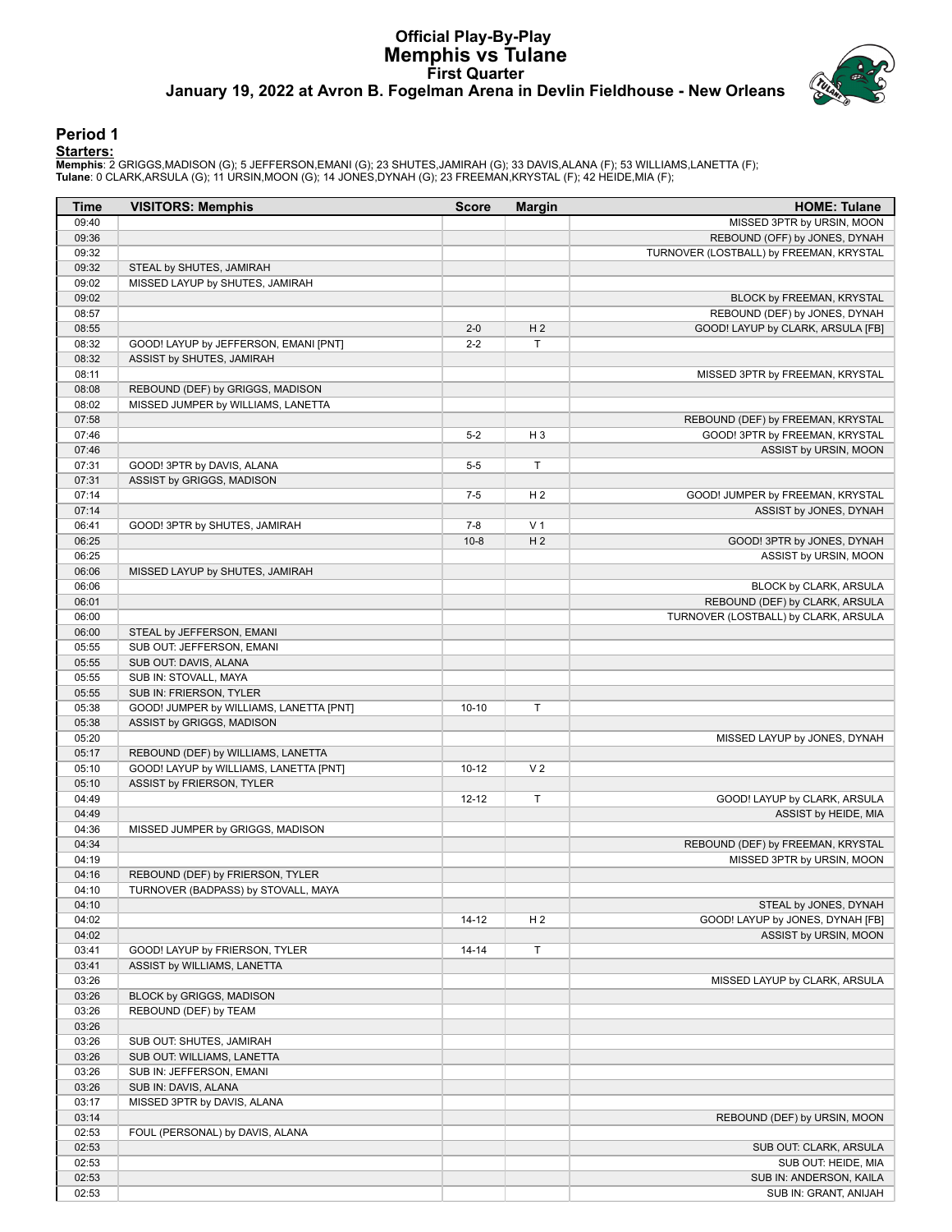# Official Play-By-Play
## Memphis vs Tulane
### First Quarter
### January 19, 2022 at Avron B. Fogelman Arena in Devlin Fieldhouse - New Orleans

## Period 1

**Starters:**

**Memphis**: 2 GRIGGS,MADISON (G); 5 JEFFERSON,EMANI (G); 23 SHUTES,JAMIRAH (G); 33 DAVIS,ALANA (F); 53 WILLIAMS,LANETTA (F);
**Tulane**: 0 CLARK,ARSULA (G); 11 URSIN,MOON (G); 14 JONES,DYNAH (G); 23 FREEMAN,KRYSTAL (F); 42 HEIDE,MIA (F);

| Time | VISITORS: Memphis | Score | Margin | HOME: Tulane |
|---|---|---|---|---|
| 09:40 | | | | MISSED 3PTR by URSIN, MOON |
| 09:36 | | | | REBOUND (OFF) by JONES, DYNAH |
| 09:32 | | | | TURNOVER (LOSTBALL) by FREEMAN, KRYSTAL |
| 09:32 | STEAL by SHUTES, JAMIRAH | | | |
| 09:02 | MISSED LAYUP by SHUTES, JAMIRAH | | | |
| 09:02 | | | | BLOCK by FREEMAN, KRYSTAL |
| 08:57 | | | | REBOUND (DEF) by JONES, DYNAH |
| 08:55 | | 2-0 | H 2 | GOOD! LAYUP by CLARK, ARSULA [FB] |
| 08:32 | GOOD! LAYUP by JEFFERSON, EMANI [PNT] | 2-2 | T | |
| 08:32 | ASSIST by SHUTES, JAMIRAH | | | |
| 08:11 | | | | MISSED 3PTR by FREEMAN, KRYSTAL |
| 08:08 | REBOUND (DEF) by GRIGGS, MADISON | | | |
| 08:02 | MISSED JUMPER by WILLIAMS, LANETTA | | | |
| 07:58 | | | | REBOUND (DEF) by FREEMAN, KRYSTAL |
| 07:46 | | 5-2 | H 3 | GOOD! 3PTR by FREEMAN, KRYSTAL |
| 07:46 | | | | ASSIST by URSIN, MOON |
| 07:31 | GOOD! 3PTR by DAVIS, ALANA | 5-5 | T | |
| 07:31 | ASSIST by GRIGGS, MADISON | | | |
| 07:14 | | 7-5 | H 2 | GOOD! JUMPER by FREEMAN, KRYSTAL |
| 07:14 | | | | ASSIST by JONES, DYNAH |
| 06:41 | GOOD! 3PTR by SHUTES, JAMIRAH | 7-8 | V 1 | |
| 06:25 | | 10-8 | H 2 | GOOD! 3PTR by JONES, DYNAH |
| 06:25 | | | | ASSIST by URSIN, MOON |
| 06:06 | MISSED LAYUP by SHUTES, JAMIRAH | | | |
| 06:06 | | | | BLOCK by CLARK, ARSULA |
| 06:01 | | | | REBOUND (DEF) by CLARK, ARSULA |
| 06:00 | | | | TURNOVER (LOSTBALL) by CLARK, ARSULA |
| 06:00 | STEAL by JEFFERSON, EMANI | | | |
| 05:55 | SUB OUT: JEFFERSON, EMANI | | | |
| 05:55 | SUB OUT: DAVIS, ALANA | | | |
| 05:55 | SUB IN: STOVALL, MAYA | | | |
| 05:55 | SUB IN: FRIERSON, TYLER | | | |
| 05:38 | GOOD! JUMPER by WILLIAMS, LANETTA [PNT] | 10-10 | T | |
| 05:38 | ASSIST by GRIGGS, MADISON | | | |
| 05:20 | | | | MISSED LAYUP by JONES, DYNAH |
| 05:17 | REBOUND (DEF) by WILLIAMS, LANETTA | | | |
| 05:10 | GOOD! LAYUP by WILLIAMS, LANETTA [PNT] | 10-12 | V 2 | |
| 05:10 | ASSIST by FRIERSON, TYLER | | | |
| 04:49 | | 12-12 | T | GOOD! LAYUP by CLARK, ARSULA |
| 04:49 | | | | ASSIST by HEIDE, MIA |
| 04:36 | MISSED JUMPER by GRIGGS, MADISON | | | |
| 04:34 | | | | REBOUND (DEF) by FREEMAN, KRYSTAL |
| 04:19 | | | | MISSED 3PTR by URSIN, MOON |
| 04:16 | REBOUND (DEF) by FRIERSON, TYLER | | | |
| 04:10 | TURNOVER (BADPASS) by STOVALL, MAYA | | | |
| 04:10 | | | | STEAL by JONES, DYNAH |
| 04:02 | | 14-12 | H 2 | GOOD! LAYUP by JONES, DYNAH [FB] |
| 04:02 | | | | ASSIST by URSIN, MOON |
| 03:41 | GOOD! LAYUP by FRIERSON, TYLER | 14-14 | T | |
| 03:41 | ASSIST by WILLIAMS, LANETTA | | | |
| 03:26 | | | | MISSED LAYUP by CLARK, ARSULA |
| 03:26 | BLOCK by GRIGGS, MADISON | | | |
| 03:26 | REBOUND (DEF) by TEAM | | | |
| 03:26 | | | | |
| 03:26 | SUB OUT: SHUTES, JAMIRAH | | | |
| 03:26 | SUB OUT: WILLIAMS, LANETTA | | | |
| 03:26 | SUB IN: JEFFERSON, EMANI | | | |
| 03:26 | SUB IN: DAVIS, ALANA | | | |
| 03:17 | MISSED 3PTR by DAVIS, ALANA | | | |
| 03:14 | | | | REBOUND (DEF) by URSIN, MOON |
| 02:53 | FOUL (PERSONAL) by DAVIS, ALANA | | | |
| 02:53 | | | | SUB OUT: CLARK, ARSULA |
| 02:53 | | | | SUB OUT: HEIDE, MIA |
| 02:53 | | | | SUB IN: ANDERSON, KAILA |
| 02:53 | | | | SUB IN: GRANT, ANIJAH |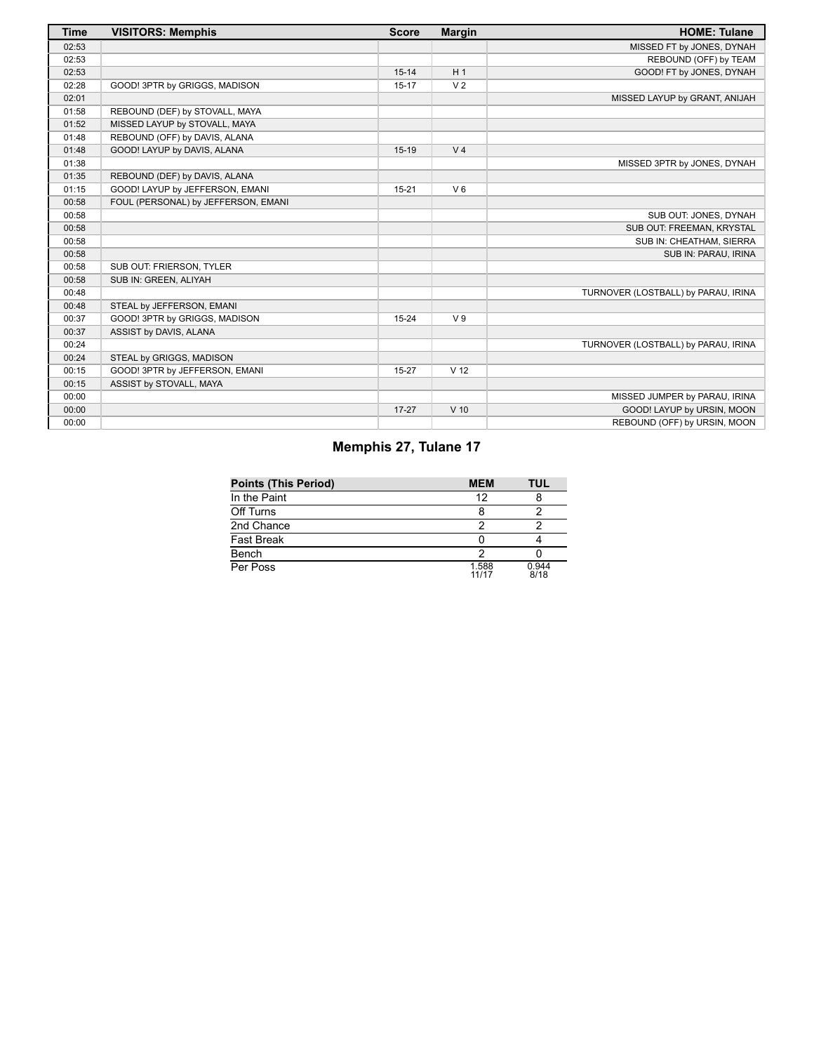| Time | VISITORS: Memphis | Score | Margin | HOME: Tulane |
|---|---|---|---|---|
| 02:53 | | | | MISSED FT by JONES, DYNAH |
| 02:53 | | | | REBOUND (OFF) by TEAM |
| 02:53 | | 15-14 | H 1 | GOOD! FT by JONES, DYNAH |
| 02:28 | GOOD! 3PTR by GRIGGS, MADISON | 15-17 | V 2 | |
| 02:01 | | | | MISSED LAYUP by GRANT, ANIJAH |
| 01:58 | REBOUND (DEF) by STOVALL, MAYA | | | |
| 01:52 | MISSED LAYUP by STOVALL, MAYA | | | |
| 01:48 | REBOUND (OFF) by DAVIS, ALANA | | | |
| 01:48 | GOOD! LAYUP by DAVIS, ALANA | 15-19 | V 4 | |
| 01:38 | | | | MISSED 3PTR by JONES, DYNAH |
| 01:35 | REBOUND (DEF) by DAVIS, ALANA | | | |
| 01:15 | GOOD! LAYUP by JEFFERSON, EMANI | 15-21 | V 6 | |
| 00:58 | FOUL (PERSONAL) by JEFFERSON, EMANI | | | |
| 00:58 | | | | SUB OUT: JONES, DYNAH |
| 00:58 | | | | SUB OUT: FREEMAN, KRYSTAL |
| 00:58 | | | | SUB IN: CHEATHAM, SIERRA |
| 00:58 | | | | SUB IN: PARAU, IRINA |
| 00:58 | SUB OUT: FRIERSON, TYLER | | | |
| 00:58 | SUB IN: GREEN, ALIYAH | | | |
| 00:48 | | | | TURNOVER (LOSTBALL) by PARAU, IRINA |
| 00:48 | STEAL by JEFFERSON, EMANI | | | |
| 00:37 | GOOD! 3PTR by GRIGGS, MADISON | 15-24 | V 9 | |
| 00:37 | ASSIST by DAVIS, ALANA | | | |
| 00:24 | | | | TURNOVER (LOSTBALL) by PARAU, IRINA |
| 00:24 | STEAL by GRIGGS, MADISON | | | |
| 00:15 | GOOD! 3PTR by JEFFERSON, EMANI | 15-27 | V 12 | |
| 00:15 | ASSIST by STOVALL, MAYA | | | |
| 00:00 | | | | MISSED JUMPER by PARAU, IRINA |
| 00:00 | | 17-27 | V 10 | GOOD! LAYUP by URSIN, MOON |
| 00:00 | | | | REBOUND (OFF) by URSIN, MOON |

## Memphis 27, Tulane 17

| Points (This Period) | MEM | TUL |
|---|---|---|
| In the Paint | 12 | 8 |
| Off Turns | 8 | 2 |
| 2nd Chance | 2 | 2 |
| Fast Break | 0 | 4 |
| Bench | 2 | 0 |
| Per Poss | 1.588 11/17 | 0.944 8/18 |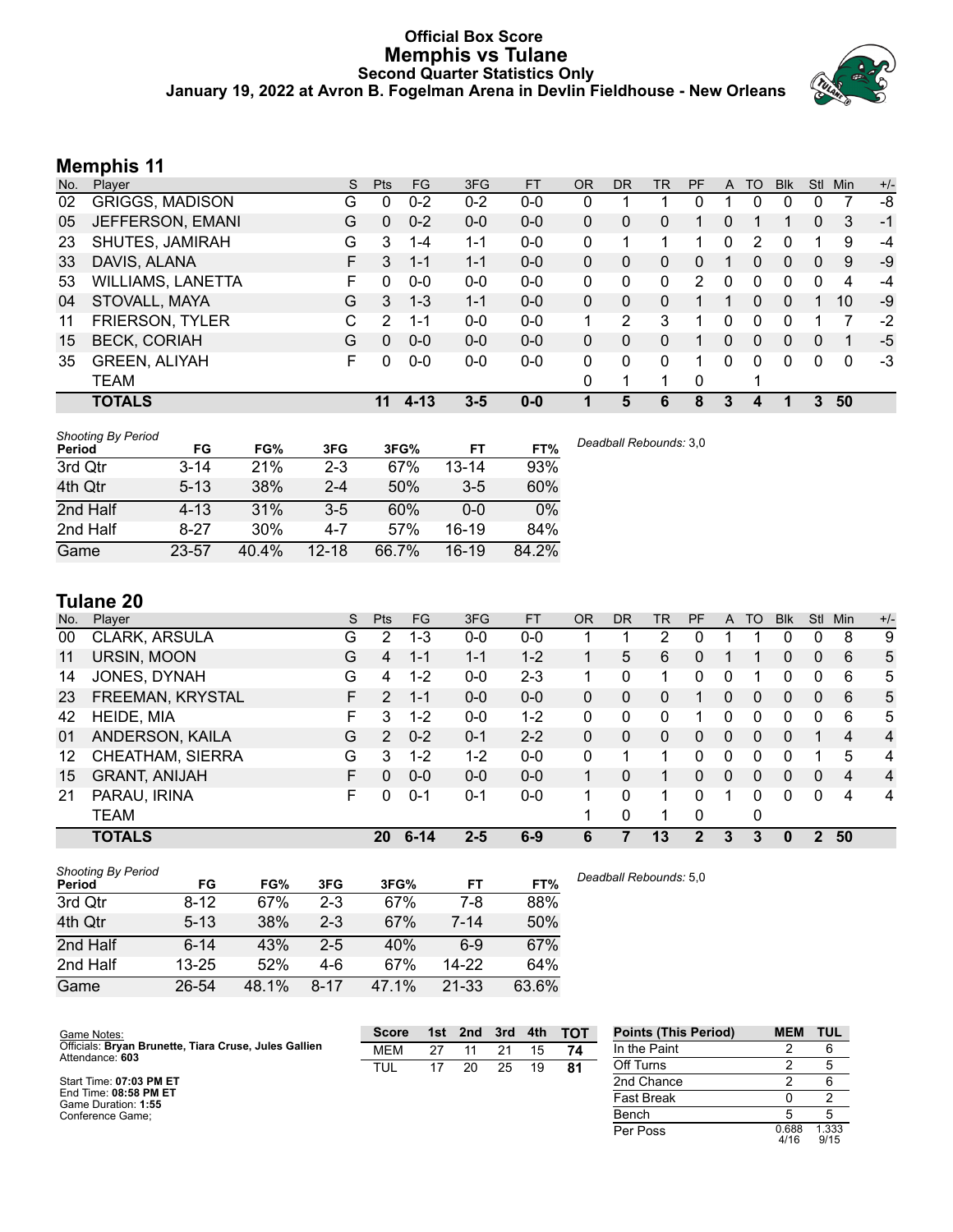# Official Box Score
## Memphis vs Tulane
### Second Quarter Statistics Only
### January 19, 2022 at Avron B. Fogelman Arena in Devlin Fieldhouse - New Orleans

## Memphis 11

| No. | Player | S | Pts | FG | 3FG | FT | OR | DR | TR | PF | A | TO | Blk | Stl | Min | +/- |
|---|---|---|---|---|---|---|---|---|---|---|---|---|---|---|---|---|
| 02 | GRIGGS, MADISON | G | 0 | 0-2 | 0-2 | 0-0 | 0 | 1 | 1 | 0 | 1 | 0 | 0 | 0 | 7 | -8 |
| 05 | JEFFERSON, EMANI | G | 0 | 0-2 | 0-0 | 0-0 | 0 | 0 | 0 | 1 | 0 | 1 | 1 | 0 | 3 | -1 |
| 23 | SHUTES, JAMIRAH | G | 3 | 1-4 | 1-1 | 0-0 | 0 | 1 | 1 | 1 | 0 | 2 | 0 | 1 | 9 | -4 |
| 33 | DAVIS, ALANA | F | 3 | 1-1 | 1-1 | 0-0 | 0 | 0 | 0 | 0 | 1 | 0 | 0 | 0 | 9 | -9 |
| 53 | WILLIAMS, LANETTA | F | 0 | 0-0 | 0-0 | 0-0 | 0 | 0 | 0 | 2 | 0 | 0 | 0 | 0 | 4 | -4 |
| 04 | STOVALL, MAYA | G | 3 | 1-3 | 1-1 | 0-0 | 0 | 0 | 0 | 1 | 1 | 0 | 0 | 1 | 10 | -9 |
| 11 | FRIERSON, TYLER | C | 2 | 1-1 | 0-0 | 0-0 | 1 | 2 | 3 | 1 | 0 | 0 | 0 | 1 | 7 | -2 |
| 15 | BECK, CORIAH | G | 0 | 0-0 | 0-0 | 0-0 | 0 | 0 | 0 | 1 | 0 | 0 | 0 | 0 | 1 | -5 |
| 35 | GREEN, ALIYAH | F | 0 | 0-0 | 0-0 | 0-0 | 0 | 0 | 0 | 1 | 0 | 0 | 0 | 0 | 0 | -3 |
| | TEAM | | | | | | 0 | 1 | 1 | 0 | | 1 | | | | |
| | **TOTALS** | | **11** | **4-13** | **3-5** | **0-0** | **1** | **5** | **6** | **8** | **3** | **4** | **1** | **3** | **50** | |

*Shooting By Period*

| Period | FG | FG% | 3FG | 3FG% | FT | FT% |
|---|---|---|---|---|---|---|
| 3rd Qtr | 3-14 | 21% | 2-3 | 67% | 13-14 | 93% |
| 4th Qtr | 5-13 | 38% | 2-4 | 50% | 3-5 | 60% |
| 2nd Half | 4-13 | 31% | 3-5 | 60% | 0-0 | 0% |
| 2nd Half | 8-27 | 30% | 4-7 | 57% | 16-19 | 84% |
| Game | 23-57 | 40.4% | 12-18 | 66.7% | 16-19 | 84.2% |

*Deadball Rebounds:* 3,0

## Tulane 20

| No. | Player | S | Pts | FG | 3FG | FT | OR | DR | TR | PF | A | TO | Blk | Stl | Min | +/- |
|---|---|---|---|---|---|---|---|---|---|---|---|---|---|---|---|---|
| 00 | CLARK, ARSULA | G | 2 | 1-3 | 0-0 | 0-0 | 1 | 1 | 2 | 0 | 1 | 1 | 0 | 0 | 8 | 9 |
| 11 | URSIN, MOON | G | 4 | 1-1 | 1-1 | 1-2 | 1 | 5 | 6 | 0 | 1 | 1 | 0 | 0 | 6 | 5 |
| 14 | JONES, DYNAH | G | 4 | 1-2 | 0-0 | 2-3 | 1 | 0 | 1 | 0 | 0 | 1 | 0 | 0 | 6 | 5 |
| 23 | FREEMAN, KRYSTAL | F | 2 | 1-1 | 0-0 | 0-0 | 0 | 0 | 0 | 1 | 0 | 0 | 0 | 0 | 6 | 5 |
| 42 | HEIDE, MIA | F | 3 | 1-2 | 0-0 | 1-2 | 0 | 0 | 0 | 1 | 0 | 0 | 0 | 0 | 6 | 5 |
| 01 | ANDERSON, KAILA | G | 2 | 0-2 | 0-1 | 2-2 | 0 | 0 | 0 | 0 | 0 | 0 | 0 | 1 | 4 | 4 |
| 12 | CHEATHAM, SIERRA | G | 3 | 1-2 | 1-2 | 0-0 | 0 | 1 | 1 | 0 | 0 | 0 | 0 | 1 | 5 | 4 |
| 15 | GRANT, ANIJAH | F | 0 | 0-0 | 0-0 | 0-0 | 1 | 0 | 1 | 0 | 0 | 0 | 0 | 0 | 4 | 4 |
| 21 | PARAU, IRINA | F | 0 | 0-1 | 0-1 | 0-0 | 1 | 0 | 1 | 0 | 1 | 0 | 0 | 0 | 4 | 4 |
| | TEAM | | | | | | 1 | 0 | 1 | 0 | | 0 | | | | |
| | **TOTALS** | | **20** | **6-14** | **2-5** | **6-9** | **6** | **7** | **13** | **2** | **3** | **3** | **0** | **2** | **50** | |

*Shooting By Period*

| Period | FG | FG% | 3FG | 3FG% | FT | FT% |
|---|---|---|---|---|---|---|
| 3rd Qtr | 8-12 | 67% | 2-3 | 67% | 7-8 | 88% |
| 4th Qtr | 5-13 | 38% | 2-3 | 67% | 7-14 | 50% |
| 2nd Half | 6-14 | 43% | 2-5 | 40% | 6-9 | 67% |
| 2nd Half | 13-25 | 52% | 4-6 | 67% | 14-22 | 64% |
| Game | 26-54 | 48.1% | 8-17 | 47.1% | 21-33 | 63.6% |

*Deadball Rebounds:* 5,0

Game Notes:
Officials: **Bryan Brunette, Tiara Cruse, Jules Gallien**
Attendance: **603**

Start Time: **07:03 PM ET**
End Time: **08:58 PM ET**
Game Duration: **1:55**
Conference Game;

| Score | 1st | 2nd | 3rd | 4th | TOT |
|---|---|---|---|---|---|
| MEM | 27 | 11 | 21 | 15 | **74** |
| TUL | 17 | 20 | 25 | 19 | **81** |

| Points (This Period) | MEM | TUL |
|---|---|---|
| In the Paint | 2 | 6 |
| Off Turns | 2 | 5 |
| 2nd Chance | 2 | 6 |
| Fast Break | 0 | 2 |
| Bench | 5 | 5 |
| Per Poss | 0.688 4/16 | 1.333 9/15 |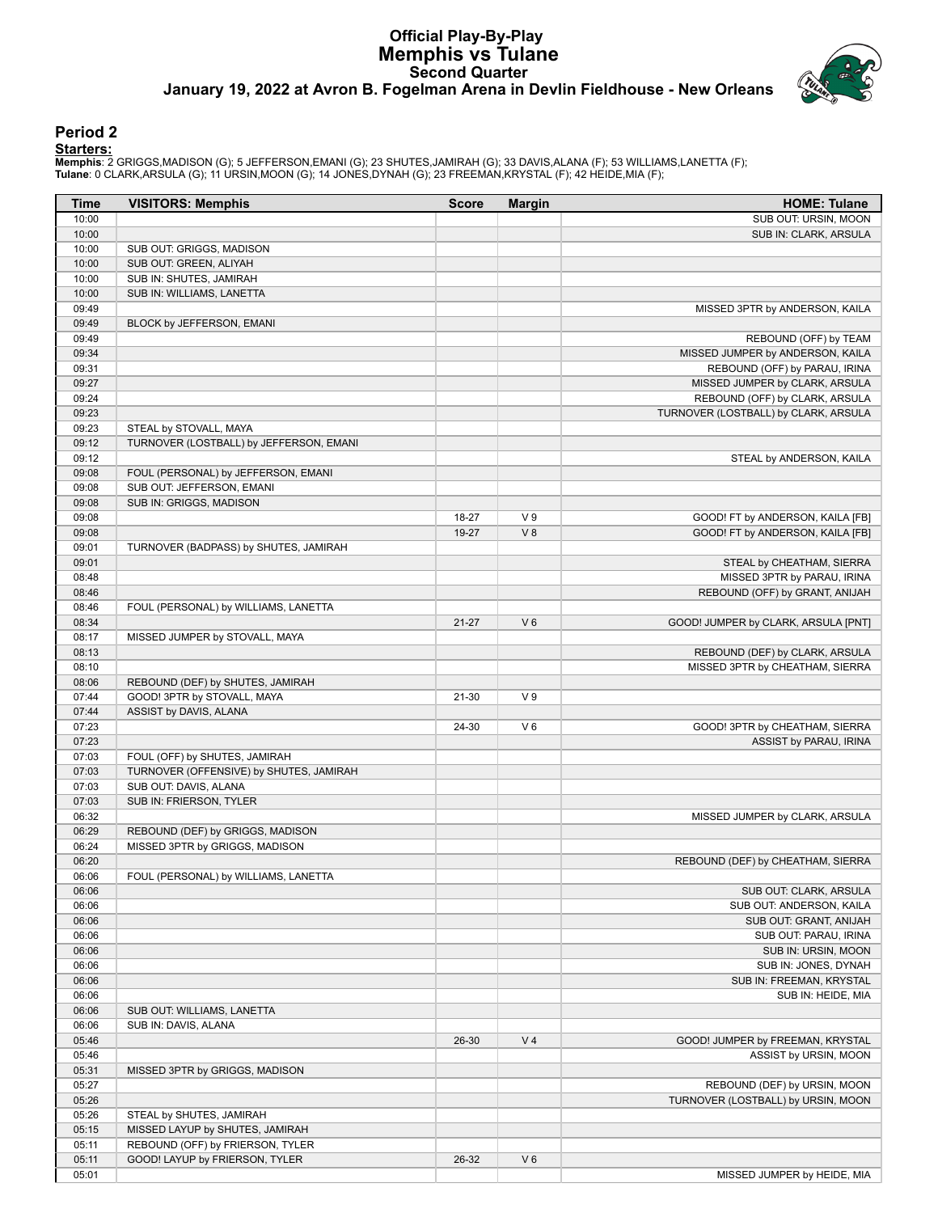# Official Play-By-Play
## Memphis vs Tulane
### Second Quarter
### January 19, 2022 at Avron B. Fogelman Arena in Devlin Fieldhouse - New Orleans

## Period 2

**Starters:**

**Memphis**: 2 GRIGGS,MADISON (G); 5 JEFFERSON,EMANI (G); 23 SHUTES,JAMIRAH (G); 33 DAVIS,ALANA (F); 53 WILLIAMS,LANETTA (F);
**Tulane**: 0 CLARK,ARSULA (G); 11 URSIN,MOON (G); 14 JONES,DYNAH (G); 23 FREEMAN,KRYSTAL (F); 42 HEIDE,MIA (F);

| Time | VISITORS: Memphis | Score | Margin | HOME: Tulane |
|---|---|---|---|---|
| 10:00 | | | | SUB OUT: URSIN, MOON |
| 10:00 | | | | SUB IN: CLARK, ARSULA |
| 10:00 | SUB OUT: GRIGGS, MADISON | | | |
| 10:00 | SUB OUT: GREEN, ALIYAH | | | |
| 10:00 | SUB IN: SHUTES, JAMIRAH | | | |
| 10:00 | SUB IN: WILLIAMS, LANETTA | | | |
| 09:49 | | | | MISSED 3PTR by ANDERSON, KAILA |
| 09:49 | BLOCK by JEFFERSON, EMANI | | | |
| 09:49 | | | | REBOUND (OFF) by TEAM |
| 09:34 | | | | MISSED JUMPER by ANDERSON, KAILA |
| 09:31 | | | | REBOUND (OFF) by PARAU, IRINA |
| 09:27 | | | | MISSED JUMPER by CLARK, ARSULA |
| 09:24 | | | | REBOUND (OFF) by CLARK, ARSULA |
| 09:23 | | | | TURNOVER (LOSTBALL) by CLARK, ARSULA |
| 09:23 | STEAL by STOVALL, MAYA | | | |
| 09:12 | TURNOVER (LOSTBALL) by JEFFERSON, EMANI | | | |
| 09:12 | | | | STEAL by ANDERSON, KAILA |
| 09:08 | FOUL (PERSONAL) by JEFFERSON, EMANI | | | |
| 09:08 | SUB OUT: JEFFERSON, EMANI | | | |
| 09:08 | SUB IN: GRIGGS, MADISON | | | |
| 09:08 | | 18-27 | V 9 | GOOD! FT by ANDERSON, KAILA [FB] |
| 09:08 | | 19-27 | V 8 | GOOD! FT by ANDERSON, KAILA [FB] |
| 09:01 | TURNOVER (BADPASS) by SHUTES, JAMIRAH | | | |
| 09:01 | | | | STEAL by CHEATHAM, SIERRA |
| 08:48 | | | | MISSED 3PTR by PARAU, IRINA |
| 08:46 | | | | REBOUND (OFF) by GRANT, ANIJAH |
| 08:46 | FOUL (PERSONAL) by WILLIAMS, LANETTA | | | |
| 08:34 | | 21-27 | V 6 | GOOD! JUMPER by CLARK, ARSULA [PNT] |
| 08:17 | MISSED JUMPER by STOVALL, MAYA | | | |
| 08:13 | | | | REBOUND (DEF) by CLARK, ARSULA |
| 08:10 | | | | MISSED 3PTR by CHEATHAM, SIERRA |
| 08:06 | REBOUND (DEF) by SHUTES, JAMIRAH | | | |
| 07:44 | GOOD! 3PTR by STOVALL, MAYA | 21-30 | V 9 | |
| 07:44 | ASSIST by DAVIS, ALANA | | | |
| 07:23 | | 24-30 | V 6 | GOOD! 3PTR by CHEATHAM, SIERRA |
| 07:23 | | | | ASSIST by PARAU, IRINA |
| 07:03 | FOUL (OFF) by SHUTES, JAMIRAH | | | |
| 07:03 | TURNOVER (OFFENSIVE) by SHUTES, JAMIRAH | | | |
| 07:03 | SUB OUT: DAVIS, ALANA | | | |
| 07:03 | SUB IN: FRIERSON, TYLER | | | |
| 06:32 | | | | MISSED JUMPER by CLARK, ARSULA |
| 06:29 | REBOUND (DEF) by GRIGGS, MADISON | | | |
| 06:24 | MISSED 3PTR by GRIGGS, MADISON | | | |
| 06:20 | | | | REBOUND (DEF) by CHEATHAM, SIERRA |
| 06:06 | FOUL (PERSONAL) by WILLIAMS, LANETTA | | | |
| 06:06 | | | | SUB OUT: CLARK, ARSULA |
| 06:06 | | | | SUB OUT: ANDERSON, KAILA |
| 06:06 | | | | SUB OUT: GRANT, ANIJAH |
| 06:06 | | | | SUB OUT: PARAU, IRINA |
| 06:06 | | | | SUB IN: URSIN, MOON |
| 06:06 | | | | SUB IN: JONES, DYNAH |
| 06:06 | | | | SUB IN: FREEMAN, KRYSTAL |
| 06:06 | | | | SUB IN: HEIDE, MIA |
| 06:06 | SUB OUT: WILLIAMS, LANETTA | | | |
| 06:06 | SUB IN: DAVIS, ALANA | | | |
| 05:46 | | 26-30 | V 4 | GOOD! JUMPER by FREEMAN, KRYSTAL |
| 05:46 | | | | ASSIST by URSIN, MOON |
| 05:31 | MISSED 3PTR by GRIGGS, MADISON | | | |
| 05:27 | | | | REBOUND (DEF) by URSIN, MOON |
| 05:26 | | | | TURNOVER (LOSTBALL) by URSIN, MOON |
| 05:26 | STEAL by SHUTES, JAMIRAH | | | |
| 05:15 | MISSED LAYUP by SHUTES, JAMIRAH | | | |
| 05:11 | REBOUND (OFF) by FRIERSON, TYLER | | | |
| 05:11 | GOOD! LAYUP by FRIERSON, TYLER | 26-32 | V 6 | |
| 05:01 | | | | MISSED JUMPER by HEIDE, MIA |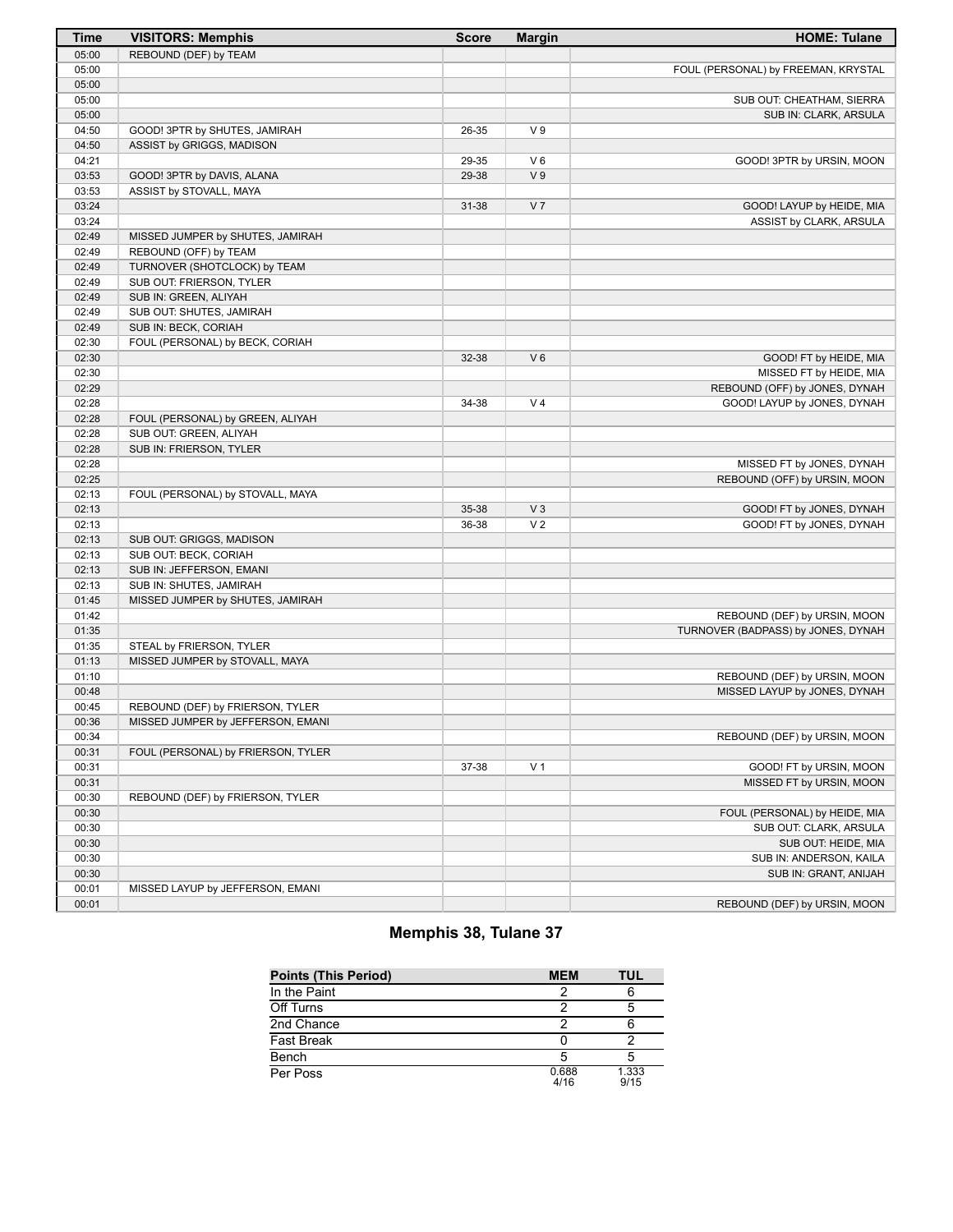| Time | VISITORS: Memphis | Score | Margin | HOME: Tulane |
| --- | --- | --- | --- | --- |
| 05:00 | REBOUND (DEF) by TEAM | | | |
| 05:00 | | | | FOUL (PERSONAL) by FREEMAN, KRYSTAL |
| 05:00 | | | | |
| 05:00 | | | | SUB OUT: CHEATHAM, SIERRA |
| 05:00 | | | | SUB IN: CLARK, ARSULA |
| 04:50 | GOOD! 3PTR by SHUTES, JAMIRAH | 26-35 | V 9 | |
| 04:50 | ASSIST by GRIGGS, MADISON | | | |
| 04:21 | | 29-35 | V 6 | GOOD! 3PTR by URSIN, MOON |
| 03:53 | GOOD! 3PTR by DAVIS, ALANA | 29-38 | V 9 | |
| 03:53 | ASSIST by STOVALL, MAYA | | | |
| 03:24 | | 31-38 | V 7 | GOOD! LAYUP by HEIDE, MIA |
| 03:24 | | | | ASSIST by CLARK, ARSULA |
| 02:49 | MISSED JUMPER by SHUTES, JAMIRAH | | | |
| 02:49 | REBOUND (OFF) by TEAM | | | |
| 02:49 | TURNOVER (SHOTCLOCK) by TEAM | | | |
| 02:49 | SUB OUT: FRIERSON, TYLER | | | |
| 02:49 | SUB IN: GREEN, ALIYAH | | | |
| 02:49 | SUB OUT: SHUTES, JAMIRAH | | | |
| 02:49 | SUB IN: BECK, CORIAH | | | |
| 02:30 | FOUL (PERSONAL) by BECK, CORIAH | | | |
| 02:30 | | 32-38 | V 6 | GOOD! FT by HEIDE, MIA |
| 02:30 | | | | MISSED FT by HEIDE, MIA |
| 02:29 | | | | REBOUND (OFF) by JONES, DYNAH |
| 02:28 | | 34-38 | V 4 | GOOD! LAYUP by JONES, DYNAH |
| 02:28 | FOUL (PERSONAL) by GREEN, ALIYAH | | | |
| 02:28 | SUB OUT: GREEN, ALIYAH | | | |
| 02:28 | SUB IN: FRIERSON, TYLER | | | |
| 02:28 | | | | MISSED FT by JONES, DYNAH |
| 02:25 | | | | REBOUND (OFF) by URSIN, MOON |
| 02:13 | FOUL (PERSONAL) by STOVALL, MAYA | | | |
| 02:13 | | 35-38 | V 3 | GOOD! FT by JONES, DYNAH |
| 02:13 | | 36-38 | V 2 | GOOD! FT by JONES, DYNAH |
| 02:13 | SUB OUT: GRIGGS, MADISON | | | |
| 02:13 | SUB OUT: BECK, CORIAH | | | |
| 02:13 | SUB IN: JEFFERSON, EMANI | | | |
| 02:13 | SUB IN: SHUTES, JAMIRAH | | | |
| 01:45 | MISSED JUMPER by SHUTES, JAMIRAH | | | |
| 01:42 | | | | REBOUND (DEF) by URSIN, MOON |
| 01:35 | | | | TURNOVER (BADPASS) by JONES, DYNAH |
| 01:35 | STEAL by FRIERSON, TYLER | | | |
| 01:13 | MISSED JUMPER by STOVALL, MAYA | | | |
| 01:10 | | | | REBOUND (DEF) by URSIN, MOON |
| 00:48 | | | | MISSED LAYUP by JONES, DYNAH |
| 00:45 | REBOUND (DEF) by FRIERSON, TYLER | | | |
| 00:36 | MISSED JUMPER by JEFFERSON, EMANI | | | |
| 00:34 | | | | REBOUND (DEF) by URSIN, MOON |
| 00:31 | FOUL (PERSONAL) by FRIERSON, TYLER | | | |
| 00:31 | | 37-38 | V 1 | GOOD! FT by URSIN, MOON |
| 00:31 | | | | MISSED FT by URSIN, MOON |
| 00:30 | REBOUND (DEF) by FRIERSON, TYLER | | | |
| 00:30 | | | | FOUL (PERSONAL) by HEIDE, MIA |
| 00:30 | | | | SUB OUT: CLARK, ARSULA |
| 00:30 | | | | SUB OUT: HEIDE, MIA |
| 00:30 | | | | SUB IN: ANDERSON, KAILA |
| 00:30 | | | | SUB IN: GRANT, ANIJAH |
| 00:01 | MISSED LAYUP by JEFFERSON, EMANI | | | |
| 00:01 | | | | REBOUND (DEF) by URSIN, MOON |

## Memphis 38, Tulane 37

| Points (This Period) | MEM | TUL |
| --- | --- | --- |
| In the Paint | 2 | 6 |
| Off Turns | 2 | 5 |
| 2nd Chance | 2 | 6 |
| Fast Break | 0 | 2 |
| Bench | 5 | 5 |
| Per Poss | 0.688 4/16 | 1.333 9/15 |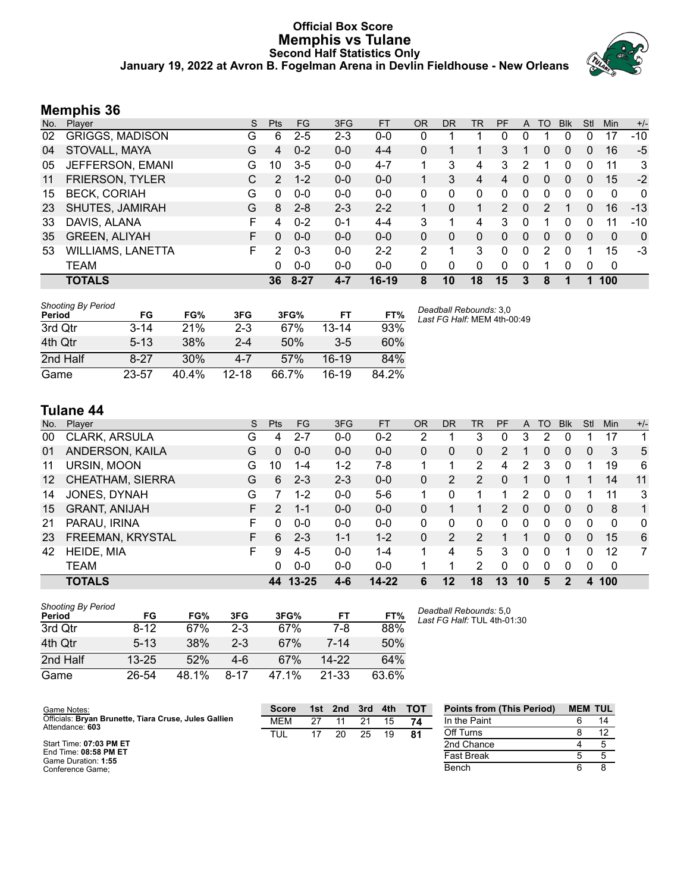# Official Box Score
# Memphis vs Tulane
## Second Half Statistics Only
### January 19, 2022 at Avron B. Fogelman Arena in Devlin Fieldhouse - New Orleans

## Memphis 36

| No. | Player | S | Pts | FG | 3FG | FT | OR | DR | TR | PF | A | TO | Blk | Stl | Min | +/- |
|---|---|---|---|---|---|---|---|---|---|---|---|---|---|---|---|---|
| 02 | GRIGGS, MADISON | G | 6 | 2-5 | 2-3 | 0-0 | 0 | 1 | 1 | 0 | 0 | 1 | 0 | 0 | 17 | -10 |
| 04 | STOVALL, MAYA | G | 4 | 0-2 | 0-0 | 4-4 | 0 | 1 | 1 | 3 | 1 | 0 | 0 | 0 | 16 | -5 |
| 05 | JEFFERSON, EMANI | G | 10 | 3-5 | 0-0 | 4-7 | 1 | 3 | 4 | 3 | 2 | 1 | 0 | 0 | 11 | 3 |
| 11 | FRIERSON, TYLER | C | 2 | 1-2 | 0-0 | 0-0 | 1 | 3 | 4 | 4 | 0 | 0 | 0 | 0 | 15 | -2 |
| 15 | BECK, CORIAH | G | 0 | 0-0 | 0-0 | 0-0 | 0 | 0 | 0 | 0 | 0 | 0 | 0 | 0 | 0 | 0 |
| 23 | SHUTES, JAMIRAH | G | 8 | 2-8 | 2-3 | 2-2 | 1 | 0 | 1 | 2 | 0 | 2 | 1 | 0 | 16 | -13 |
| 33 | DAVIS, ALANA | F | 4 | 0-2 | 0-1 | 4-4 | 3 | 1 | 4 | 3 | 0 | 1 | 0 | 0 | 11 | -10 |
| 35 | GREEN, ALIYAH | F | 0 | 0-0 | 0-0 | 0-0 | 0 | 0 | 0 | 0 | 0 | 0 | 0 | 0 | 0 | 0 |
| 53 | WILLIAMS, LANETTA | F | 2 | 0-3 | 0-0 | 2-2 | 2 | 1 | 3 | 0 | 0 | 2 | 0 | 1 | 15 | -3 |
| | TEAM | | 0 | 0-0 | 0-0 | 0-0 | 0 | 0 | 0 | 0 | 0 | 1 | 0 | 0 | 0 | |
| | **TOTALS** | | **36** | **8-27** | **4-7** | **16-19** | **8** | **10** | **18** | **15** | **3** | **8** | **1** | **1** | **100** | |

*Shooting By Period*

| Period | FG | FG% | 3FG | 3FG% | FT | FT% |
|---|---|---|---|---|---|---|
| 3rd Qtr | 3-14 | 21% | 2-3 | 67% | 13-14 | 93% |
| 4th Qtr | 5-13 | 38% | 2-4 | 50% | 3-5 | 60% |
| 2nd Half | 8-27 | 30% | 4-7 | 57% | 16-19 | 84% |
| Game | 23-57 | 40.4% | 12-18 | 66.7% | 16-19 | 84.2% |

*Deadball Rebounds:* 3,0
*Last FG Half:* MEM 4th-00:49

## Tulane 44

| No. | Player | S | Pts | FG | 3FG | FT | OR | DR | TR | PF | A | TO | Blk | Stl | Min | +/- |
|---|---|---|---|---|---|---|---|---|---|---|---|---|---|---|---|---|
| 00 | CLARK, ARSULA | G | 4 | 2-7 | 0-0 | 0-2 | 2 | 1 | 3 | 0 | 3 | 2 | 0 | 1 | 17 | 1 |
| 01 | ANDERSON, KAILA | G | 0 | 0-0 | 0-0 | 0-0 | 0 | 0 | 0 | 2 | 1 | 0 | 0 | 0 | 3 | 5 |
| 11 | URSIN, MOON | G | 10 | 1-4 | 1-2 | 7-8 | 1 | 1 | 2 | 4 | 2 | 3 | 0 | 1 | 19 | 6 |
| 12 | CHEATHAM, SIERRA | G | 6 | 2-3 | 2-3 | 0-0 | 0 | 2 | 2 | 0 | 1 | 0 | 1 | 1 | 14 | 11 |
| 14 | JONES, DYNAH | G | 7 | 1-2 | 0-0 | 5-6 | 1 | 0 | 1 | 1 | 2 | 0 | 0 | 1 | 11 | 3 |
| 15 | GRANT, ANIJAH | F | 2 | 1-1 | 0-0 | 0-0 | 0 | 1 | 1 | 2 | 0 | 0 | 0 | 0 | 8 | 1 |
| 21 | PARAU, IRINA | F | 0 | 0-0 | 0-0 | 0-0 | 0 | 0 | 0 | 0 | 0 | 0 | 0 | 0 | 0 | 0 |
| 23 | FREEMAN, KRYSTAL | F | 6 | 2-3 | 1-1 | 1-2 | 0 | 2 | 2 | 1 | 1 | 0 | 0 | 0 | 15 | 6 |
| 42 | HEIDE, MIA | F | 9 | 4-5 | 0-0 | 1-4 | 1 | 4 | 5 | 3 | 0 | 0 | 1 | 0 | 12 | 7 |
| | TEAM | | 0 | 0-0 | 0-0 | 0-0 | 1 | 1 | 2 | 0 | 0 | 0 | 0 | 0 | 0 | |
| | **TOTALS** | | **44** | **13-25** | **4-6** | **14-22** | **6** | **12** | **18** | **13** | **10** | **5** | **2** | **4** | **100** | |

*Shooting By Period*

| Period | FG | FG% | 3FG | 3FG% | FT | FT% |
|---|---|---|---|---|---|---|
| 3rd Qtr | 8-12 | 67% | 2-3 | 67% | 7-8 | 88% |
| 4th Qtr | 5-13 | 38% | 2-3 | 67% | 7-14 | 50% |
| 2nd Half | 13-25 | 52% | 4-6 | 67% | 14-22 | 64% |
| Game | 26-54 | 48.1% | 8-17 | 47.1% | 21-33 | 63.6% |

*Deadball Rebounds:* 5,0
*Last FG Half:* TUL 4th-01:30

Game Notes:
Officials: **Bryan Brunette, Tiara Cruse, Jules Gallien**
Attendance: **603**

Start Time: **07:03 PM ET**
End Time: **08:58 PM ET**
Game Duration: **1:55**
Conference Game;

| Score | 1st | 2nd | 3rd | 4th | TOT |
|---|---|---|---|---|---|
| MEM | 27 | 11 | 21 | 15 | **74** |
| TUL | 17 | 20 | 25 | 19 | **81** |

| Points from (This Period) | MEM | TUL |
|---|---|---|
| In the Paint | 6 | 14 |
| Off Turns | 8 | 12 |
| 2nd Chance | 4 | 5 |
| Fast Break | 5 | 5 |
| Bench | 6 | 8 |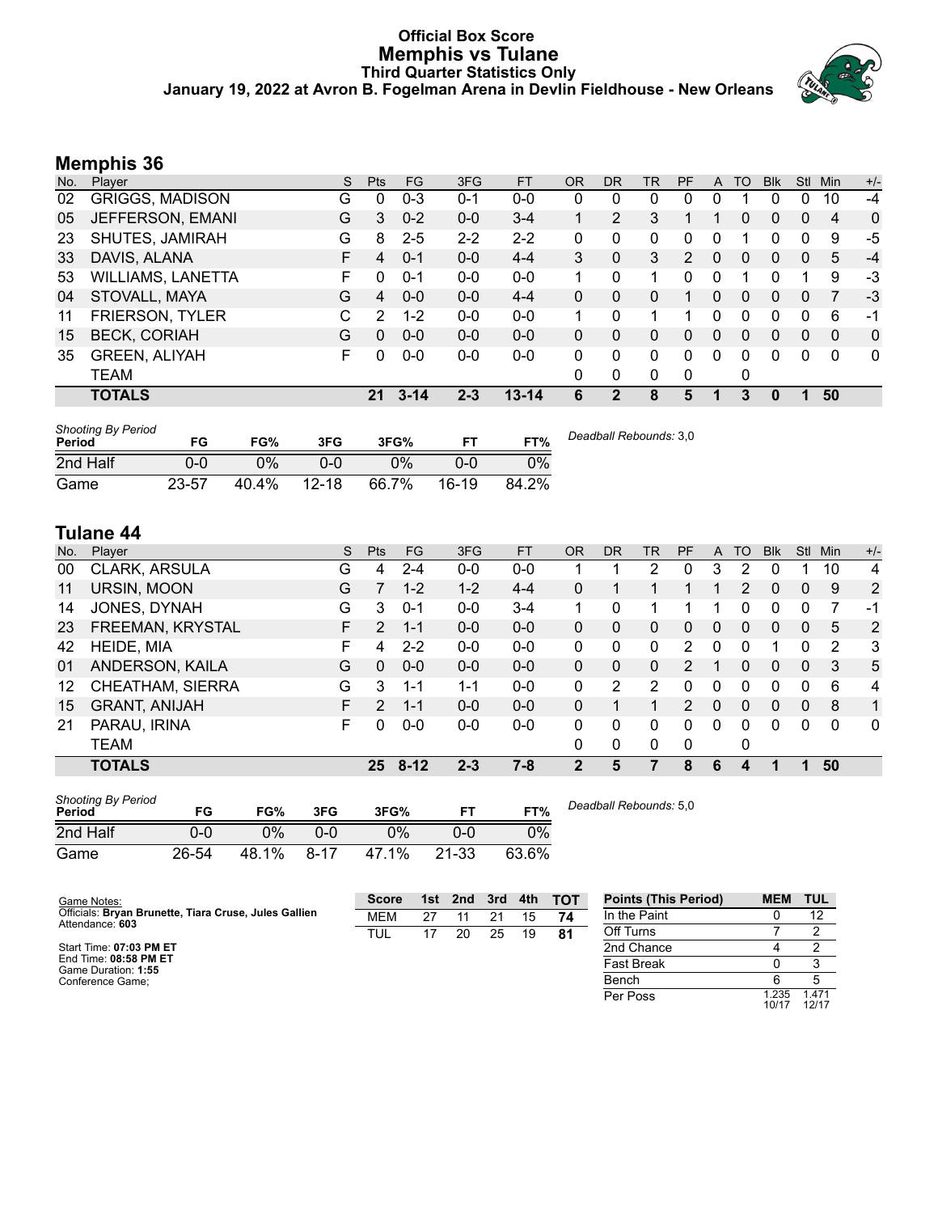# Official Box Score
## Memphis vs Tulane
### Third Quarter Statistics Only
### January 19, 2022 at Avron B. Fogelman Arena in Devlin Fieldhouse - New Orleans

## Memphis 36

| No. | Player | S | Pts | FG | 3FG | FT | OR | DR | TR | PF | A | TO | Blk | Stl | Min | +/- |
|---|---|---|---|---|---|---|---|---|---|---|---|---|---|---|---|---|
| 02 | GRIGGS, MADISON | G | 0 | 0-3 | 0-1 | 0-0 | 0 | 0 | 0 | 0 | 0 | 1 | 0 | 0 | 10 | -4 |
| 05 | JEFFERSON, EMANI | G | 3 | 0-2 | 0-0 | 3-4 | 1 | 2 | 3 | 1 | 1 | 0 | 0 | 0 | 4 | 0 |
| 23 | SHUTES, JAMIRAH | G | 8 | 2-5 | 2-2 | 2-2 | 0 | 0 | 0 | 0 | 0 | 1 | 0 | 0 | 9 | -5 |
| 33 | DAVIS, ALANA | F | 4 | 0-1 | 0-0 | 4-4 | 3 | 0 | 3 | 2 | 0 | 0 | 0 | 0 | 5 | -4 |
| 53 | WILLIAMS, LANETTA | F | 0 | 0-1 | 0-0 | 0-0 | 1 | 0 | 1 | 0 | 0 | 1 | 0 | 1 | 9 | -3 |
| 04 | STOVALL, MAYA | G | 4 | 0-0 | 0-0 | 4-4 | 0 | 0 | 0 | 1 | 0 | 0 | 0 | 0 | 7 | -3 |
| 11 | FRIERSON, TYLER | C | 2 | 1-2 | 0-0 | 0-0 | 1 | 0 | 1 | 1 | 0 | 0 | 0 | 0 | 6 | -1 |
| 15 | BECK, CORIAH | G | 0 | 0-0 | 0-0 | 0-0 | 0 | 0 | 0 | 0 | 0 | 0 | 0 | 0 | 0 | 0 |
| 35 | GREEN, ALIYAH | F | 0 | 0-0 | 0-0 | 0-0 | 0 | 0 | 0 | 0 | 0 | 0 | 0 | 0 | 0 | 0 |
| | TEAM | | | | | | 0 | 0 | 0 | 0 | | 0 | | | | |
| | **TOTALS** | | **21** | **3-14** | **2-3** | **13-14** | **6** | **2** | **8** | **5** | **1** | **3** | **0** | **1** | **50** | |

*Shooting By Period*

| Period | FG | FG% | 3FG | 3FG% | FT | FT% |
|---|---|---|---|---|---|---|
| 2nd Half | 0-0 | 0% | 0-0 | 0% | 0-0 | 0% |
| Game | 23-57 | 40.4% | 12-18 | 66.7% | 16-19 | 84.2% |

*Deadball Rebounds:* 3,0

## Tulane 44

| No. | Player | S | Pts | FG | 3FG | FT | OR | DR | TR | PF | A | TO | Blk | Stl | Min | +/- |
|---|---|---|---|---|---|---|---|---|---|---|---|---|---|---|---|---|
| 00 | CLARK, ARSULA | G | 4 | 2-4 | 0-0 | 0-0 | 1 | 1 | 2 | 0 | 3 | 2 | 0 | 1 | 10 | 4 |
| 11 | URSIN, MOON | G | 7 | 1-2 | 1-2 | 4-4 | 0 | 1 | 1 | 1 | 1 | 2 | 0 | 0 | 9 | 2 |
| 14 | JONES, DYNAH | G | 3 | 0-1 | 0-0 | 3-4 | 1 | 0 | 1 | 1 | 1 | 0 | 0 | 0 | 7 | -1 |
| 23 | FREEMAN, KRYSTAL | F | 2 | 1-1 | 0-0 | 0-0 | 0 | 0 | 0 | 0 | 0 | 0 | 0 | 0 | 5 | 2 |
| 42 | HEIDE, MIA | F | 4 | 2-2 | 0-0 | 0-0 | 0 | 0 | 0 | 2 | 0 | 0 | 1 | 0 | 2 | 3 |
| 01 | ANDERSON, KAILA | G | 0 | 0-0 | 0-0 | 0-0 | 0 | 0 | 0 | 2 | 1 | 0 | 0 | 0 | 3 | 5 |
| 12 | CHEATHAM, SIERRA | G | 3 | 1-1 | 1-1 | 0-0 | 0 | 2 | 2 | 0 | 0 | 0 | 0 | 0 | 6 | 4 |
| 15 | GRANT, ANIJAH | F | 2 | 1-1 | 0-0 | 0-0 | 0 | 1 | 1 | 2 | 0 | 0 | 0 | 0 | 8 | 1 |
| 21 | PARAU, IRINA | F | 0 | 0-0 | 0-0 | 0-0 | 0 | 0 | 0 | 0 | 0 | 0 | 0 | 0 | 0 | 0 |
| | TEAM | | | | | | 0 | 0 | 0 | 0 | | 0 | | | | |
| | **TOTALS** | | **25** | **8-12** | **2-3** | **7-8** | **2** | **5** | **7** | **8** | **6** | **4** | **1** | **1** | **50** | |

*Shooting By Period*

| Period | FG | FG% | 3FG | 3FG% | FT | FT% |
|---|---|---|---|---|---|---|
| 2nd Half | 0-0 | 0% | 0-0 | 0% | 0-0 | 0% |
| Game | 26-54 | 48.1% | 8-17 | 47.1% | 21-33 | 63.6% |

*Deadball Rebounds:* 5,0

Game Notes:
Officials: **Bryan Brunette, Tiara Cruse, Jules Gallien**
Attendance: **603**

Start Time: **07:03 PM ET**
End Time: **08:58 PM ET**
Game Duration: **1:55**
Conference Game;

| Score | 1st | 2nd | 3rd | 4th | TOT |
|---|---|---|---|---|---|
| MEM | 27 | 11 | 21 | 15 | **74** |
| TUL | 17 | 20 | 25 | 19 | **81** |

| Points (This Period) | MEM | TUL |
|---|---|---|
| In the Paint | 0 | 12 |
| Off Turns | 7 | 2 |
| 2nd Chance | 4 | 2 |
| Fast Break | 0 | 3 |
| Bench | 6 | 5 |
| Per Poss | 1.235 10/17 | 1.471 12/17 |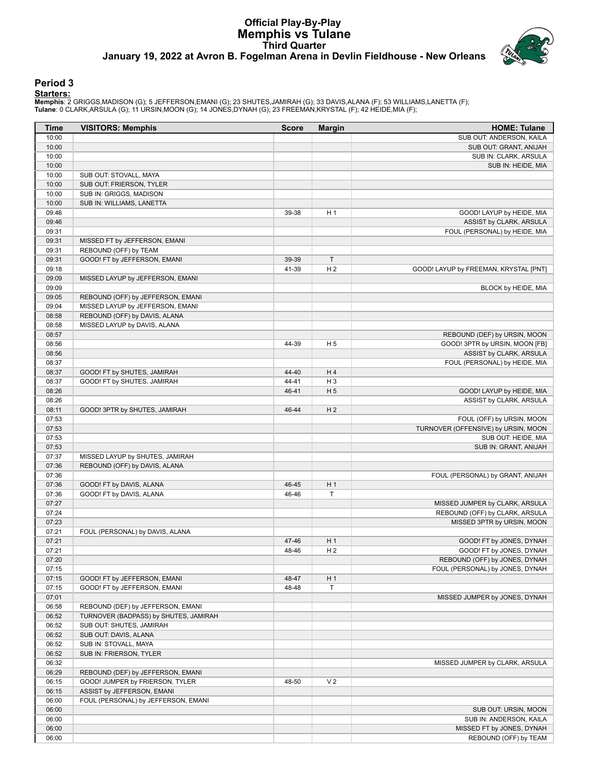# Official Play-By-Play
# Memphis vs Tulane
## Third Quarter
### January 19, 2022 at Avron B. Fogelman Arena in Devlin Fieldhouse - New Orleans

## Period 3

**Starters:**

**Memphis**: 2 GRIGGS,MADISON (G); 5 JEFFERSON,EMANI (G); 23 SHUTES,JAMIRAH (G); 33 DAVIS,ALANA (F); 53 WILLIAMS,LANETTA (F);
**Tulane**: 0 CLARK,ARSULA (G); 11 URSIN,MOON (G); 14 JONES,DYNAH (G); 23 FREEMAN,KRYSTAL (F); 42 HEIDE,MIA (F);

| Time | VISITORS: Memphis | Score | Margin | HOME: Tulane |
|---|---|---|---|---|
| 10:00 | | | | SUB OUT: ANDERSON, KAILA |
| 10:00 | | | | SUB OUT: GRANT, ANIJAH |
| 10:00 | | | | SUB IN: CLARK, ARSULA |
| 10:00 | | | | SUB IN: HEIDE, MIA |
| 10:00 | SUB OUT: STOVALL, MAYA | | | |
| 10:00 | SUB OUT: FRIERSON, TYLER | | | |
| 10:00 | SUB IN: GRIGGS, MADISON | | | |
| 10:00 | SUB IN: WILLIAMS, LANETTA | | | |
| 09:46 | | 39-38 | H 1 | GOOD! LAYUP by HEIDE, MIA |
| 09:46 | | | | ASSIST by CLARK, ARSULA |
| 09:31 | | | | FOUL (PERSONAL) by HEIDE, MIA |
| 09:31 | MISSED FT by JEFFERSON, EMANI | | | |
| 09:31 | REBOUND (OFF) by TEAM | | | |
| 09:31 | GOOD! FT by JEFFERSON, EMANI | 39-39 | T | |
| 09:18 | | 41-39 | H 2 | GOOD! LAYUP by FREEMAN, KRYSTAL [PNT] |
| 09:09 | MISSED LAYUP by JEFFERSON, EMANI | | | |
| 09:09 | | | | BLOCK by HEIDE, MIA |
| 09:05 | REBOUND (OFF) by JEFFERSON, EMANI | | | |
| 09:04 | MISSED LAYUP by JEFFERSON, EMANI | | | |
| 08:58 | REBOUND (OFF) by DAVIS, ALANA | | | |
| 08:58 | MISSED LAYUP by DAVIS, ALANA | | | |
| 08:57 | | | | REBOUND (DEF) by URSIN, MOON |
| 08:56 | | 44-39 | H 5 | GOOD! 3PTR by URSIN, MOON [FB] |
| 08:56 | | | | ASSIST by CLARK, ARSULA |
| 08:37 | | | | FOUL (PERSONAL) by HEIDE, MIA |
| 08:37 | GOOD! FT by SHUTES, JAMIRAH | 44-40 | H 4 | |
| 08:37 | GOOD! FT by SHUTES, JAMIRAH | 44-41 | H 3 | |
| 08:26 | | 46-41 | H 5 | GOOD! LAYUP by HEIDE, MIA |
| 08:26 | | | | ASSIST by CLARK, ARSULA |
| 08:11 | GOOD! 3PTR by SHUTES, JAMIRAH | 46-44 | H 2 | |
| 07:53 | | | | FOUL (OFF) by URSIN, MOON |
| 07:53 | | | | TURNOVER (OFFENSIVE) by URSIN, MOON |
| 07:53 | | | | SUB OUT: HEIDE, MIA |
| 07:53 | | | | SUB IN: GRANT, ANIJAH |
| 07:37 | MISSED LAYUP by SHUTES, JAMIRAH | | | |
| 07:36 | REBOUND (OFF) by DAVIS, ALANA | | | |
| 07:36 | | | | FOUL (PERSONAL) by GRANT, ANIJAH |
| 07:36 | GOOD! FT by DAVIS, ALANA | 46-45 | H 1 | |
| 07:36 | GOOD! FT by DAVIS, ALANA | 46-46 | T | |
| 07:27 | | | | MISSED JUMPER by CLARK, ARSULA |
| 07:24 | | | | REBOUND (OFF) by CLARK, ARSULA |
| 07:23 | | | | MISSED 3PTR by URSIN, MOON |
| 07:21 | FOUL (PERSONAL) by DAVIS, ALANA | | | |
| 07:21 | | 47-46 | H 1 | GOOD! FT by JONES, DYNAH |
| 07:21 | | 48-46 | H 2 | GOOD! FT by JONES, DYNAH |
| 07:20 | | | | REBOUND (OFF) by JONES, DYNAH |
| 07:15 | | | | FOUL (PERSONAL) by JONES, DYNAH |
| 07:15 | GOOD! FT by JEFFERSON, EMANI | 48-47 | H 1 | |
| 07:15 | GOOD! FT by JEFFERSON, EMANI | 48-48 | T | |
| 07:01 | | | | MISSED JUMPER by JONES, DYNAH |
| 06:58 | REBOUND (DEF) by JEFFERSON, EMANI | | | |
| 06:52 | TURNOVER (BADPASS) by SHUTES, JAMIRAH | | | |
| 06:52 | SUB OUT: SHUTES, JAMIRAH | | | |
| 06:52 | SUB OUT: DAVIS, ALANA | | | |
| 06:52 | SUB IN: STOVALL, MAYA | | | |
| 06:52 | SUB IN: FRIERSON, TYLER | | | |
| 06:32 | | | | MISSED JUMPER by CLARK, ARSULA |
| 06:29 | REBOUND (DEF) by JEFFERSON, EMANI | | | |
| 06:15 | GOOD! JUMPER by FRIERSON, TYLER | 48-50 | V 2 | |
| 06:15 | ASSIST by JEFFERSON, EMANI | | | |
| 06:00 | FOUL (PERSONAL) by JEFFERSON, EMANI | | | |
| 06:00 | | | | SUB OUT: URSIN, MOON |
| 06:00 | | | | SUB IN: ANDERSON, KAILA |
| 06:00 | | | | MISSED FT by JONES, DYNAH |
| 06:00 | | | | REBOUND (OFF) by TEAM |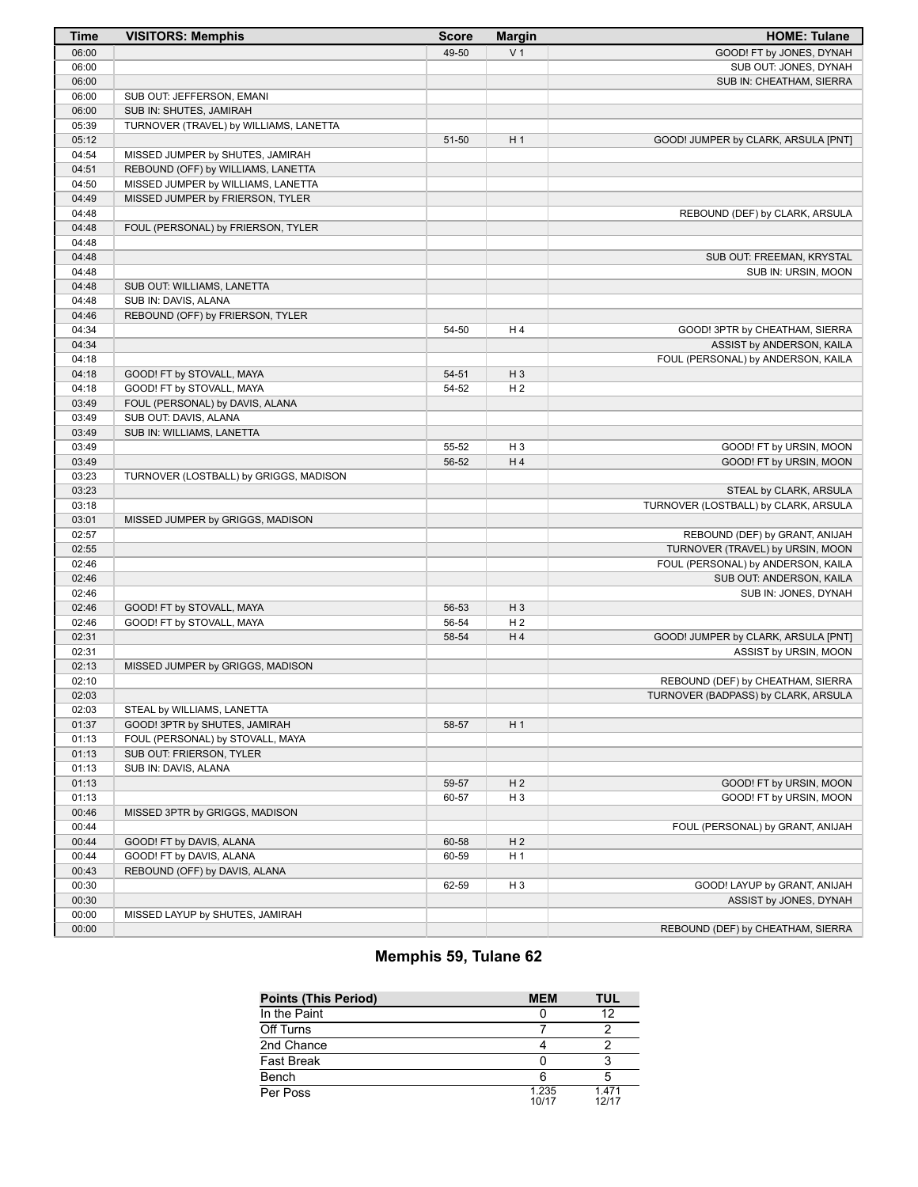| Time | VISITORS: Memphis | Score | Margin | HOME: Tulane |
|---|---|---|---|---|
| 06:00 | | 49-50 | V 1 | GOOD! FT by JONES, DYNAH |
| 06:00 | | | | SUB OUT: JONES, DYNAH |
| 06:00 | | | | SUB IN: CHEATHAM, SIERRA |
| 06:00 | SUB OUT: JEFFERSON, EMANI | | | |
| 06:00 | SUB IN: SHUTES, JAMIRAH | | | |
| 05:39 | TURNOVER (TRAVEL) by WILLIAMS, LANETTA | | | |
| 05:12 | | 51-50 | H 1 | GOOD! JUMPER by CLARK, ARSULA [PNT] |
| 04:54 | MISSED JUMPER by SHUTES, JAMIRAH | | | |
| 04:51 | REBOUND (OFF) by WILLIAMS, LANETTA | | | |
| 04:50 | MISSED JUMPER by WILLIAMS, LANETTA | | | |
| 04:49 | MISSED JUMPER by FRIERSON, TYLER | | | |
| 04:48 | | | | REBOUND (DEF) by CLARK, ARSULA |
| 04:48 | FOUL (PERSONAL) by FRIERSON, TYLER | | | |
| 04:48 | | | | |
| 04:48 | | | | SUB OUT: FREEMAN, KRYSTAL |
| 04:48 | | | | SUB IN: URSIN, MOON |
| 04:48 | SUB OUT: WILLIAMS, LANETTA | | | |
| 04:48 | SUB IN: DAVIS, ALANA | | | |
| 04:46 | REBOUND (OFF) by FRIERSON, TYLER | | | |
| 04:34 | | 54-50 | H 4 | GOOD! 3PTR by CHEATHAM, SIERRA |
| 04:34 | | | | ASSIST by ANDERSON, KAILA |
| 04:18 | | | | FOUL (PERSONAL) by ANDERSON, KAILA |
| 04:18 | GOOD! FT by STOVALL, MAYA | 54-51 | H 3 | |
| 04:18 | GOOD! FT by STOVALL, MAYA | 54-52 | H 2 | |
| 03:49 | FOUL (PERSONAL) by DAVIS, ALANA | | | |
| 03:49 | SUB OUT: DAVIS, ALANA | | | |
| 03:49 | SUB IN: WILLIAMS, LANETTA | | | |
| 03:49 | | 55-52 | H 3 | GOOD! FT by URSIN, MOON |
| 03:49 | | 56-52 | H 4 | GOOD! FT by URSIN, MOON |
| 03:23 | TURNOVER (LOSTBALL) by GRIGGS, MADISON | | | |
| 03:23 | | | | STEAL by CLARK, ARSULA |
| 03:18 | | | | TURNOVER (LOSTBALL) by CLARK, ARSULA |
| 03:01 | MISSED JUMPER by GRIGGS, MADISON | | | |
| 02:57 | | | | REBOUND (DEF) by GRANT, ANIJAH |
| 02:55 | | | | TURNOVER (TRAVEL) by URSIN, MOON |
| 02:46 | | | | FOUL (PERSONAL) by ANDERSON, KAILA |
| 02:46 | | | | SUB OUT: ANDERSON, KAILA |
| 02:46 | | | | SUB IN: JONES, DYNAH |
| 02:46 | GOOD! FT by STOVALL, MAYA | 56-53 | H 3 | |
| 02:46 | GOOD! FT by STOVALL, MAYA | 56-54 | H 2 | |
| 02:31 | | 58-54 | H 4 | GOOD! JUMPER by CLARK, ARSULA [PNT] |
| 02:31 | | | | ASSIST by URSIN, MOON |
| 02:13 | MISSED JUMPER by GRIGGS, MADISON | | | |
| 02:10 | | | | REBOUND (DEF) by CHEATHAM, SIERRA |
| 02:03 | | | | TURNOVER (BADPASS) by CLARK, ARSULA |
| 02:03 | STEAL by WILLIAMS, LANETTA | | | |
| 01:37 | GOOD! 3PTR by SHUTES, JAMIRAH | 58-57 | H 1 | |
| 01:13 | FOUL (PERSONAL) by STOVALL, MAYA | | | |
| 01:13 | SUB OUT: FRIERSON, TYLER | | | |
| 01:13 | SUB IN: DAVIS, ALANA | | | |
| 01:13 | | 59-57 | H 2 | GOOD! FT by URSIN, MOON |
| 01:13 | | 60-57 | H 3 | GOOD! FT by URSIN, MOON |
| 00:46 | MISSED 3PTR by GRIGGS, MADISON | | | |
| 00:44 | | | | FOUL (PERSONAL) by GRANT, ANIJAH |
| 00:44 | GOOD! FT by DAVIS, ALANA | 60-58 | H 2 | |
| 00:44 | GOOD! FT by DAVIS, ALANA | 60-59 | H 1 | |
| 00:43 | REBOUND (OFF) by DAVIS, ALANA | | | |
| 00:30 | | 62-59 | H 3 | GOOD! LAYUP by GRANT, ANIJAH |
| 00:30 | | | | ASSIST by JONES, DYNAH |
| 00:00 | MISSED LAYUP by SHUTES, JAMIRAH | | | |
| 00:00 | | | | REBOUND (DEF) by CHEATHAM, SIERRA |

## Memphis 59, Tulane 62

| Points (This Period) | MEM | TUL |
|---|---|---|
| In the Paint | 0 | 12 |
| Off Turns | 7 | 2 |
| 2nd Chance | 4 | 2 |
| Fast Break | 0 | 3 |
| Bench | 6 | 5 |
| Per Poss | 1.235 10/17 | 1.471 12/17 |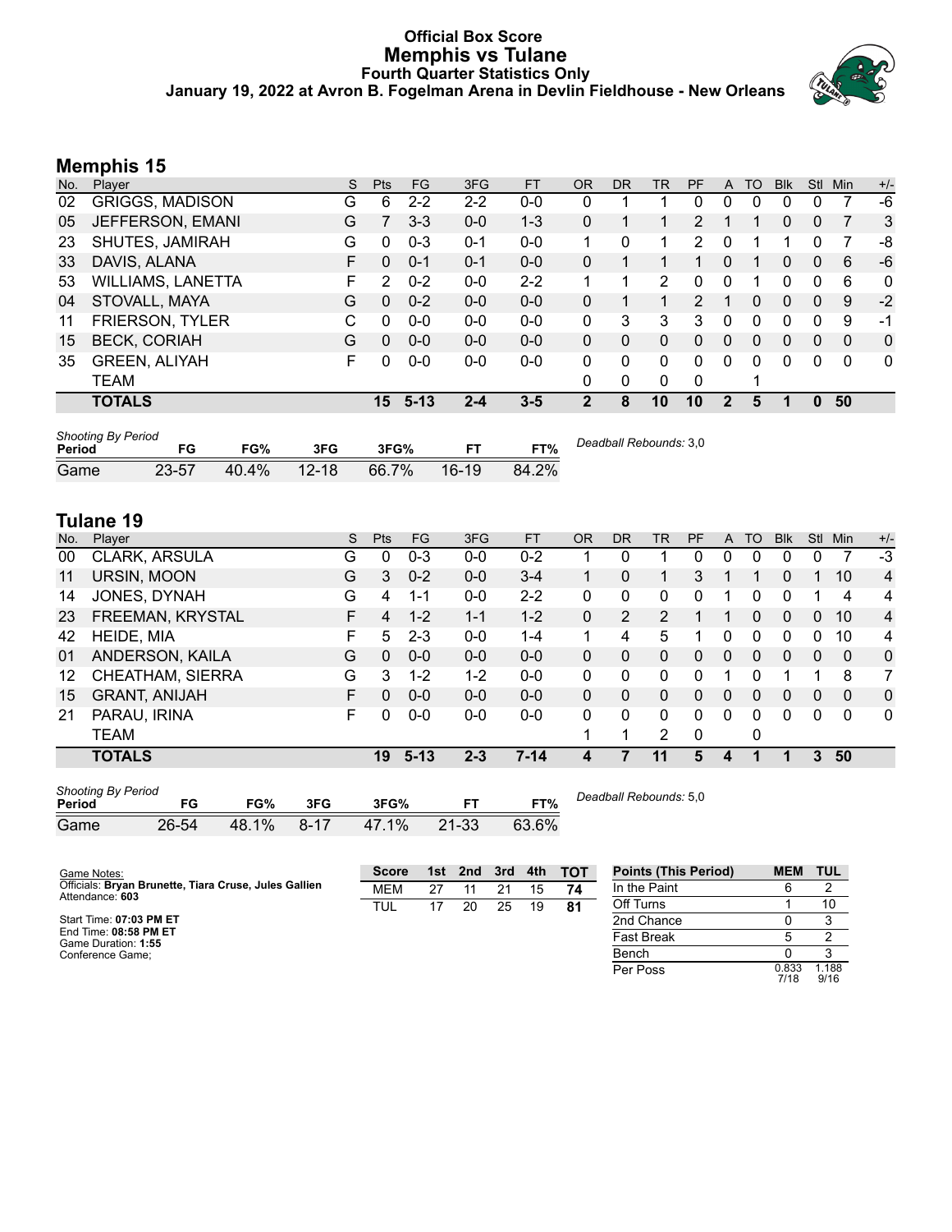# Official Box Score
## Memphis vs Tulane
### Fourth Quarter Statistics Only
### January 19, 2022 at Avron B. Fogelman Arena in Devlin Fieldhouse - New Orleans

## Memphis 15

| No. | Player | S | Pts | FG | 3FG | FT | OR | DR | TR | PF | A | TO | Blk | Stl | Min | +/- |
|---|---|---|---|---|---|---|---|---|---|---|---|---|---|---|---|---|
| 02 | GRIGGS, MADISON | G | 6 | 2-2 | 2-2 | 0-0 | 0 | 1 | 1 | 0 | 0 | 0 | 0 | 0 | 7 | -6 |
| 05 | JEFFERSON, EMANI | G | 7 | 3-3 | 0-0 | 1-3 | 0 | 1 | 1 | 2 | 1 | 1 | 0 | 0 | 7 | 3 |
| 23 | SHUTES, JAMIRAH | G | 0 | 0-3 | 0-1 | 0-0 | 1 | 0 | 1 | 2 | 0 | 1 | 1 | 0 | 7 | -8 |
| 33 | DAVIS, ALANA | F | 0 | 0-1 | 0-1 | 0-0 | 0 | 1 | 1 | 1 | 0 | 1 | 0 | 0 | 6 | -6 |
| 53 | WILLIAMS, LANETTA | F | 2 | 0-2 | 0-0 | 2-2 | 1 | 1 | 2 | 0 | 0 | 1 | 0 | 0 | 6 | 0 |
| 04 | STOVALL, MAYA | G | 0 | 0-2 | 0-0 | 0-0 | 0 | 1 | 1 | 2 | 1 | 0 | 0 | 0 | 9 | -2 |
| 11 | FRIERSON, TYLER | C | 0 | 0-0 | 0-0 | 0-0 | 0 | 3 | 3 | 3 | 0 | 0 | 0 | 0 | 9 | -1 |
| 15 | BECK, CORIAH | G | 0 | 0-0 | 0-0 | 0-0 | 0 | 0 | 0 | 0 | 0 | 0 | 0 | 0 | 0 | 0 |
| 35 | GREEN, ALIYAH | F | 0 | 0-0 | 0-0 | 0-0 | 0 | 0 | 0 | 0 | 0 | 0 | 0 | 0 | 0 | 0 |
| | TEAM | | | | | | 0 | 0 | 0 | 0 | | 1 | | | | |
| | **TOTALS** | | **15** | **5-13** | **2-4** | **3-5** | **2** | **8** | **10** | **10** | **2** | **5** | **1** | **0** | **50** | |

*Shooting By Period*

| Period | FG | FG% | 3FG | 3FG% | FT | FT% |
|---|---|---|---|---|---|---|
| Game | 23-57 | 40.4% | 12-18 | 66.7% | 16-19 | 84.2% |

*Deadball Rebounds:* 3,0

## Tulane 19

| No. | Player | S | Pts | FG | 3FG | FT | OR | DR | TR | PF | A | TO | Blk | Stl | Min | +/- |
|---|---|---|---|---|---|---|---|---|---|---|---|---|---|---|---|---|
| 00 | CLARK, ARSULA | G | 0 | 0-3 | 0-0 | 0-2 | 1 | 0 | 1 | 0 | 0 | 0 | 0 | 0 | 7 | -3 |
| 11 | URSIN, MOON | G | 3 | 0-2 | 0-0 | 3-4 | 1 | 0 | 1 | 3 | 1 | 1 | 0 | 1 | 10 | 4 |
| 14 | JONES, DYNAH | G | 4 | 1-1 | 0-0 | 2-2 | 0 | 0 | 0 | 0 | 1 | 0 | 0 | 1 | 4 | 4 |
| 23 | FREEMAN, KRYSTAL | F | 4 | 1-2 | 1-1 | 1-2 | 0 | 2 | 2 | 1 | 1 | 0 | 0 | 0 | 10 | 4 |
| 42 | HEIDE, MIA | F | 5 | 2-3 | 0-0 | 1-4 | 1 | 4 | 5 | 1 | 0 | 0 | 0 | 0 | 10 | 4 |
| 01 | ANDERSON, KAILA | G | 0 | 0-0 | 0-0 | 0-0 | 0 | 0 | 0 | 0 | 0 | 0 | 0 | 0 | 0 | 0 |
| 12 | CHEATHAM, SIERRA | G | 3 | 1-2 | 1-2 | 0-0 | 0 | 0 | 0 | 0 | 1 | 0 | 1 | 1 | 8 | 7 |
| 15 | GRANT, ANIJAH | F | 0 | 0-0 | 0-0 | 0-0 | 0 | 0 | 0 | 0 | 0 | 0 | 0 | 0 | 0 | 0 |
| 21 | PARAU, IRINA | F | 0 | 0-0 | 0-0 | 0-0 | 0 | 0 | 0 | 0 | 0 | 0 | 0 | 0 | 0 | 0 |
| | TEAM | | | | | | 1 | 1 | 2 | 0 | | 0 | | | | |
| | **TOTALS** | | **19** | **5-13** | **2-3** | **7-14** | **4** | **7** | **11** | **5** | **4** | **1** | **1** | **3** | **50** | |

*Shooting By Period*

| Period | FG | FG% | 3FG | 3FG% | FT | FT% |
|---|---|---|---|---|---|---|
| Game | 26-54 | 48.1% | 8-17 | 47.1% | 21-33 | 63.6% |

*Deadball Rebounds:* 5,0

Game Notes:
Officials: **Bryan Brunette, Tiara Cruse, Jules Gallien**
Attendance: **603**

Start Time: **07:03 PM ET**
End Time: **08:58 PM ET**
Game Duration: **1:55**
Conference Game;

| Score | 1st | 2nd | 3rd | 4th | TOT |
|---|---|---|---|---|---|
| MEM | 27 | 11 | 21 | 15 | **74** |
| TUL | 17 | 20 | 25 | 19 | **81** |

| Points (This Period) | MEM | TUL |
|---|---|---|
| In the Paint | 6 | 2 |
| Off Turns | 1 | 10 |
| 2nd Chance | 0 | 3 |
| Fast Break | 5 | 2 |
| Bench | 0 | 3 |
| Per Poss | 0.833 7/18 | 1.188 9/16 |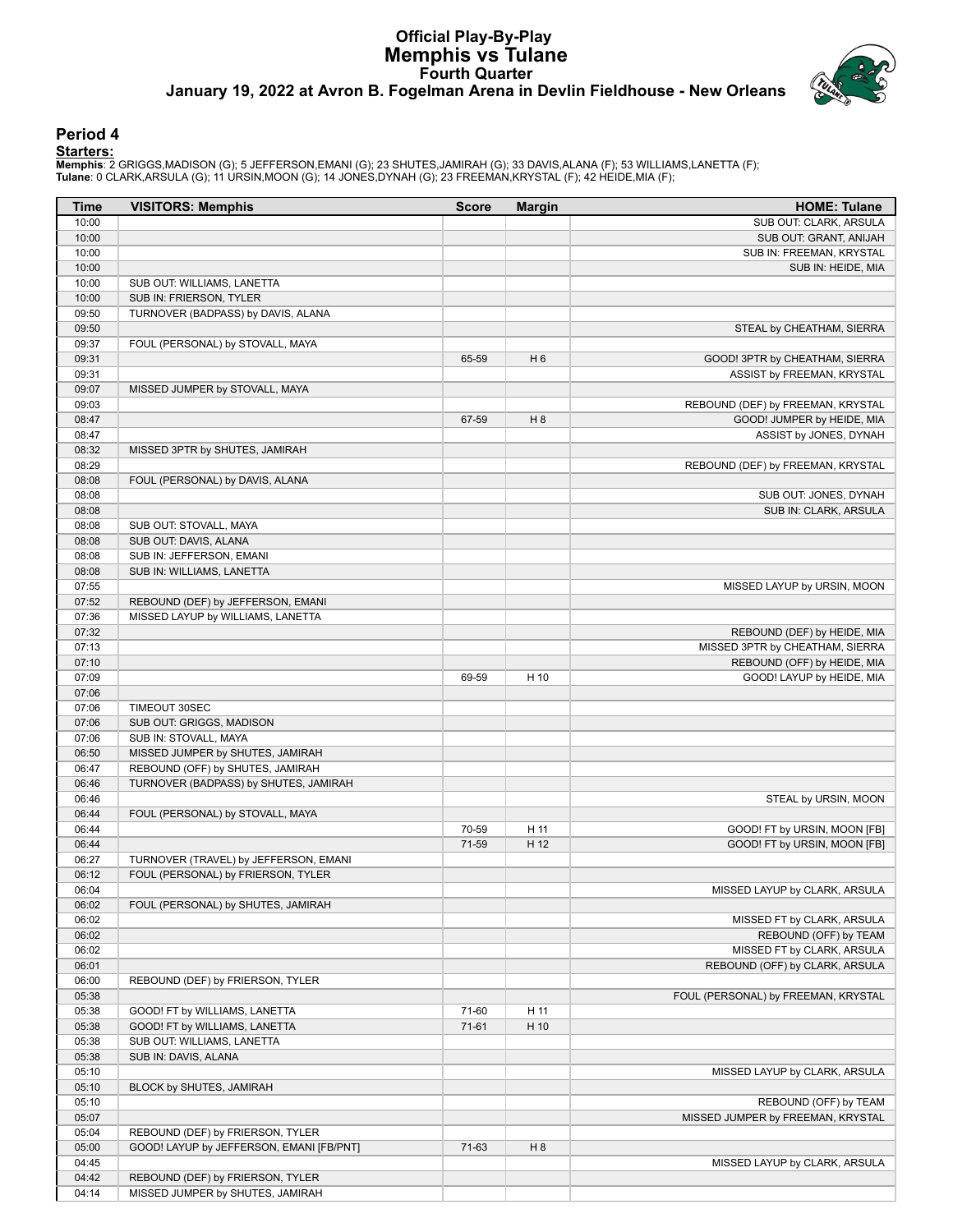# Official Play-By-Play
## Memphis vs Tulane
### Fourth Quarter
### January 19, 2022 at Avron B. Fogelman Arena in Devlin Fieldhouse - New Orleans

## Period 4

**Starters:**

**Memphis**: 2 GRIGGS,MADISON (G); 5 JEFFERSON,EMANI (G); 23 SHUTES,JAMIRAH (G); 33 DAVIS,ALANA (F); 53 WILLIAMS,LANETTA (F);
**Tulane**: 0 CLARK,ARSULA (G); 11 URSIN,MOON (G); 14 JONES,DYNAH (G); 23 FREEMAN,KRYSTAL (F); 42 HEIDE,MIA (F);

| Time | VISITORS: Memphis | Score | Margin | HOME: Tulane |
|---|---|---|---|---|
| 10:00 | | | | SUB OUT: CLARK, ARSULA |
| 10:00 | | | | SUB OUT: GRANT, ANIJAH |
| 10:00 | | | | SUB IN: FREEMAN, KRYSTAL |
| 10:00 | | | | SUB IN: HEIDE, MIA |
| 10:00 | SUB OUT: WILLIAMS, LANETTA | | | |
| 10:00 | SUB IN: FRIERSON, TYLER | | | |
| 09:50 | TURNOVER (BADPASS) by DAVIS, ALANA | | | |
| 09:50 | | | | STEAL by CHEATHAM, SIERRA |
| 09:37 | FOUL (PERSONAL) by STOVALL, MAYA | | | |
| 09:31 | | 65-59 | H 6 | GOOD! 3PTR by CHEATHAM, SIERRA |
| 09:31 | | | | ASSIST by FREEMAN, KRYSTAL |
| 09:07 | MISSED JUMPER by STOVALL, MAYA | | | |
| 09:03 | | | | REBOUND (DEF) by FREEMAN, KRYSTAL |
| 08:47 | | 67-59 | H 8 | GOOD! JUMPER by HEIDE, MIA |
| 08:47 | | | | ASSIST by JONES, DYNAH |
| 08:32 | MISSED 3PTR by SHUTES, JAMIRAH | | | |
| 08:29 | | | | REBOUND (DEF) by FREEMAN, KRYSTAL |
| 08:08 | FOUL (PERSONAL) by DAVIS, ALANA | | | |
| 08:08 | | | | SUB OUT: JONES, DYNAH |
| 08:08 | | | | SUB IN: CLARK, ARSULA |
| 08:08 | SUB OUT: STOVALL, MAYA | | | |
| 08:08 | SUB OUT: DAVIS, ALANA | | | |
| 08:08 | SUB IN: JEFFERSON, EMANI | | | |
| 08:08 | SUB IN: WILLIAMS, LANETTA | | | |
| 07:55 | | | | MISSED LAYUP by URSIN, MOON |
| 07:52 | REBOUND (DEF) by JEFFERSON, EMANI | | | |
| 07:36 | MISSED LAYUP by WILLIAMS, LANETTA | | | |
| 07:32 | | | | REBOUND (DEF) by HEIDE, MIA |
| 07:13 | | | | MISSED 3PTR by CHEATHAM, SIERRA |
| 07:10 | | | | REBOUND (OFF) by HEIDE, MIA |
| 07:09 | | 69-59 | H 10 | GOOD! LAYUP by HEIDE, MIA |
| 07:06 | | | | |
| 07:06 | TIMEOUT 30SEC | | | |
| 07:06 | SUB OUT: GRIGGS, MADISON | | | |
| 07:06 | SUB IN: STOVALL, MAYA | | | |
| 06:50 | MISSED JUMPER by SHUTES, JAMIRAH | | | |
| 06:47 | REBOUND (OFF) by SHUTES, JAMIRAH | | | |
| 06:46 | TURNOVER (BADPASS) by SHUTES, JAMIRAH | | | |
| 06:46 | | | | STEAL by URSIN, MOON |
| 06:44 | FOUL (PERSONAL) by STOVALL, MAYA | | | |
| 06:44 | | 70-59 | H 11 | GOOD! FT by URSIN, MOON [FB] |
| 06:44 | | 71-59 | H 12 | GOOD! FT by URSIN, MOON [FB] |
| 06:27 | TURNOVER (TRAVEL) by JEFFERSON, EMANI | | | |
| 06:12 | FOUL (PERSONAL) by FRIERSON, TYLER | | | |
| 06:04 | | | | MISSED LAYUP by CLARK, ARSULA |
| 06:02 | FOUL (PERSONAL) by SHUTES, JAMIRAH | | | |
| 06:02 | | | | MISSED FT by CLARK, ARSULA |
| 06:02 | | | | REBOUND (OFF) by TEAM |
| 06:02 | | | | MISSED FT by CLARK, ARSULA |
| 06:01 | | | | REBOUND (OFF) by CLARK, ARSULA |
| 06:00 | REBOUND (DEF) by FRIERSON, TYLER | | | |
| 05:38 | | | | FOUL (PERSONAL) by FREEMAN, KRYSTAL |
| 05:38 | GOOD! FT by WILLIAMS, LANETTA | 71-60 | H 11 | |
| 05:38 | GOOD! FT by WILLIAMS, LANETTA | 71-61 | H 10 | |
| 05:38 | SUB OUT: WILLIAMS, LANETTA | | | |
| 05:38 | SUB IN: DAVIS, ALANA | | | |
| 05:10 | | | | MISSED LAYUP by CLARK, ARSULA |
| 05:10 | BLOCK by SHUTES, JAMIRAH | | | |
| 05:10 | | | | REBOUND (OFF) by TEAM |
| 05:07 | | | | MISSED JUMPER by FREEMAN, KRYSTAL |
| 05:04 | REBOUND (DEF) by FRIERSON, TYLER | | | |
| 05:00 | GOOD! LAYUP by JEFFERSON, EMANI [FB/PNT] | 71-63 | H 8 | |
| 04:45 | | | | MISSED LAYUP by CLARK, ARSULA |
| 04:42 | REBOUND (DEF) by FRIERSON, TYLER | | | |
| 04:14 | MISSED JUMPER by SHUTES, JAMIRAH | | | |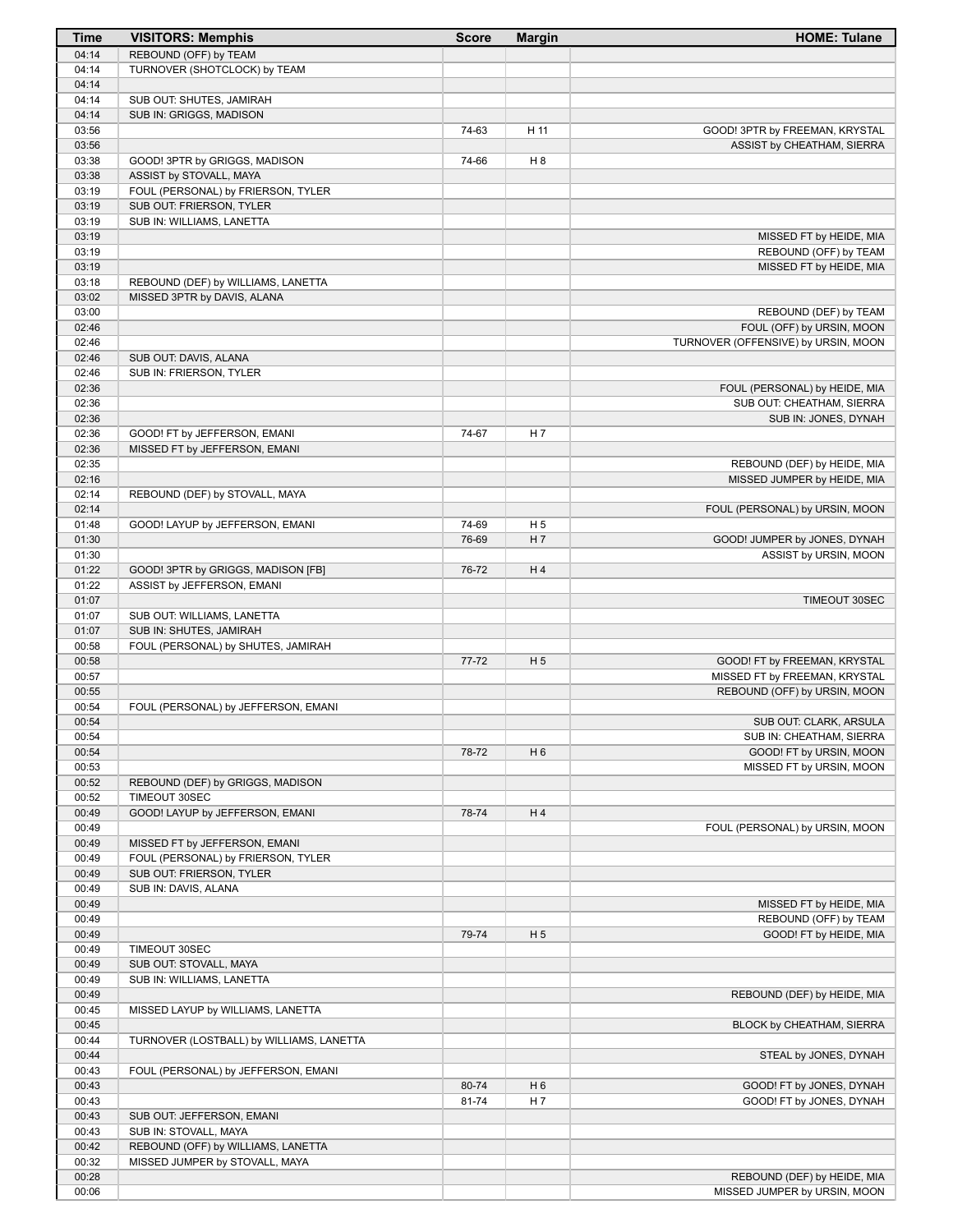| Time | VISITORS: Memphis | Score | Margin | HOME: Tulane |
|---|---|---|---|---|
| 04:14 | REBOUND (OFF) by TEAM | | | |
| 04:14 | TURNOVER (SHOTCLOCK) by TEAM | | | |
| 04:14 | | | | |
| 04:14 | SUB OUT: SHUTES, JAMIRAH | | | |
| 04:14 | SUB IN: GRIGGS, MADISON | | | |
| 03:56 | | 74-63 | H 11 | GOOD! 3PTR by FREEMAN, KRYSTAL |
| 03:56 | | | | ASSIST by CHEATHAM, SIERRA |
| 03:38 | GOOD! 3PTR by GRIGGS, MADISON | 74-66 | H 8 | |
| 03:38 | ASSIST by STOVALL, MAYA | | | |
| 03:19 | FOUL (PERSONAL) by FRIERSON, TYLER | | | |
| 03:19 | SUB OUT: FRIERSON, TYLER | | | |
| 03:19 | SUB IN: WILLIAMS, LANETTA | | | |
| 03:19 | | | | MISSED FT by HEIDE, MIA |
| 03:19 | | | | REBOUND (OFF) by TEAM |
| 03:19 | | | | MISSED FT by HEIDE, MIA |
| 03:18 | REBOUND (DEF) by WILLIAMS, LANETTA | | | |
| 03:02 | MISSED 3PTR by DAVIS, ALANA | | | |
| 03:00 | | | | REBOUND (DEF) by TEAM |
| 02:46 | | | | FOUL (OFF) by URSIN, MOON |
| 02:46 | | | | TURNOVER (OFFENSIVE) by URSIN, MOON |
| 02:46 | SUB OUT: DAVIS, ALANA | | | |
| 02:46 | SUB IN: FRIERSON, TYLER | | | |
| 02:36 | | | | FOUL (PERSONAL) by HEIDE, MIA |
| 02:36 | | | | SUB OUT: CHEATHAM, SIERRA |
| 02:36 | | | | SUB IN: JONES, DYNAH |
| 02:36 | GOOD! FT by JEFFERSON, EMANI | 74-67 | H 7 | |
| 02:36 | MISSED FT by JEFFERSON, EMANI | | | |
| 02:35 | | | | REBOUND (DEF) by HEIDE, MIA |
| 02:16 | | | | MISSED JUMPER by HEIDE, MIA |
| 02:14 | REBOUND (DEF) by STOVALL, MAYA | | | |
| 02:14 | | | | FOUL (PERSONAL) by URSIN, MOON |
| 01:48 | GOOD! LAYUP by JEFFERSON, EMANI | 74-69 | H 5 | |
| 01:30 | | 76-69 | H 7 | GOOD! JUMPER by JONES, DYNAH |
| 01:30 | | | | ASSIST by URSIN, MOON |
| 01:22 | GOOD! 3PTR by GRIGGS, MADISON [FB] | 76-72 | H 4 | |
| 01:22 | ASSIST by JEFFERSON, EMANI | | | |
| 01:07 | | | | TIMEOUT 30SEC |
| 01:07 | SUB OUT: WILLIAMS, LANETTA | | | |
| 01:07 | SUB IN: SHUTES, JAMIRAH | | | |
| 00:58 | FOUL (PERSONAL) by SHUTES, JAMIRAH | | | |
| 00:58 | | 77-72 | H 5 | GOOD! FT by FREEMAN, KRYSTAL |
| 00:57 | | | | MISSED FT by FREEMAN, KRYSTAL |
| 00:55 | | | | REBOUND (OFF) by URSIN, MOON |
| 00:54 | FOUL (PERSONAL) by JEFFERSON, EMANI | | | |
| 00:54 | | | | SUB OUT: CLARK, ARSULA |
| 00:54 | | | | SUB IN: CHEATHAM, SIERRA |
| 00:54 | | 78-72 | H 6 | GOOD! FT by URSIN, MOON |
| 00:53 | | | | MISSED FT by URSIN, MOON |
| 00:52 | REBOUND (DEF) by GRIGGS, MADISON | | | |
| 00:52 | TIMEOUT 30SEC | | | |
| 00:49 | GOOD! LAYUP by JEFFERSON, EMANI | 78-74 | H 4 | |
| 00:49 | | | | FOUL (PERSONAL) by URSIN, MOON |
| 00:49 | MISSED FT by JEFFERSON, EMANI | | | |
| 00:49 | FOUL (PERSONAL) by FRIERSON, TYLER | | | |
| 00:49 | SUB OUT: FRIERSON, TYLER | | | |
| 00:49 | SUB IN: DAVIS, ALANA | | | |
| 00:49 | | | | MISSED FT by HEIDE, MIA |
| 00:49 | | | | REBOUND (OFF) by TEAM |
| 00:49 | | 79-74 | H 5 | GOOD! FT by HEIDE, MIA |
| 00:49 | TIMEOUT 30SEC | | | |
| 00:49 | SUB OUT: STOVALL, MAYA | | | |
| 00:49 | SUB IN: WILLIAMS, LANETTA | | | |
| 00:49 | | | | REBOUND (DEF) by HEIDE, MIA |
| 00:45 | MISSED LAYUP by WILLIAMS, LANETTA | | | |
| 00:45 | | | | BLOCK by CHEATHAM, SIERRA |
| 00:44 | TURNOVER (LOSTBALL) by WILLIAMS, LANETTA | | | |
| 00:44 | | | | STEAL by JONES, DYNAH |
| 00:43 | FOUL (PERSONAL) by JEFFERSON, EMANI | | | |
| 00:43 | | 80-74 | H 6 | GOOD! FT by JONES, DYNAH |
| 00:43 | | 81-74 | H 7 | GOOD! FT by JONES, DYNAH |
| 00:43 | SUB OUT: JEFFERSON, EMANI | | | |
| 00:43 | SUB IN: STOVALL, MAYA | | | |
| 00:42 | REBOUND (OFF) by WILLIAMS, LANETTA | | | |
| 00:32 | MISSED JUMPER by STOVALL, MAYA | | | |
| 00:28 | | | | REBOUND (DEF) by HEIDE, MIA |
| 00:06 | | | | MISSED JUMPER by URSIN, MOON |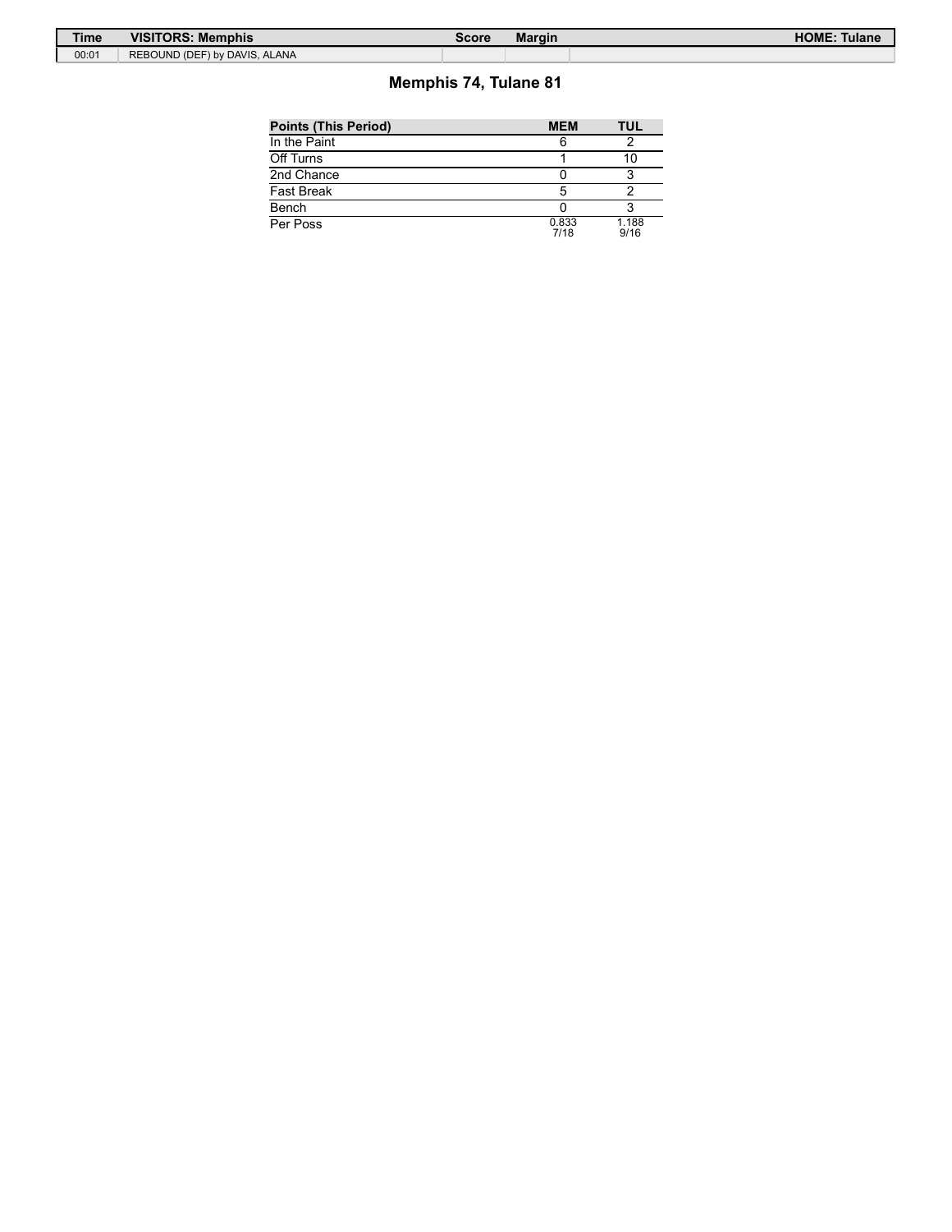| Time | VISITORS: Memphis | Score | Margin | HOME: Tulane |
| --- | --- | --- | --- | --- |
| 00:01 | REBOUND (DEF) by DAVIS, ALANA | | | |

## Memphis 74, Tulane 81

| Points (This Period) | MEM | TUL |
| --- | --- | --- |
| In the Paint | 6 | 2 |
| Off Turns | 1 | 10 |
| 2nd Chance | 0 | 3 |
| Fast Break | 5 | 2 |
| Bench | 0 | 3 |
| Per Poss | 0.833 7/18 | 1.188 9/16 |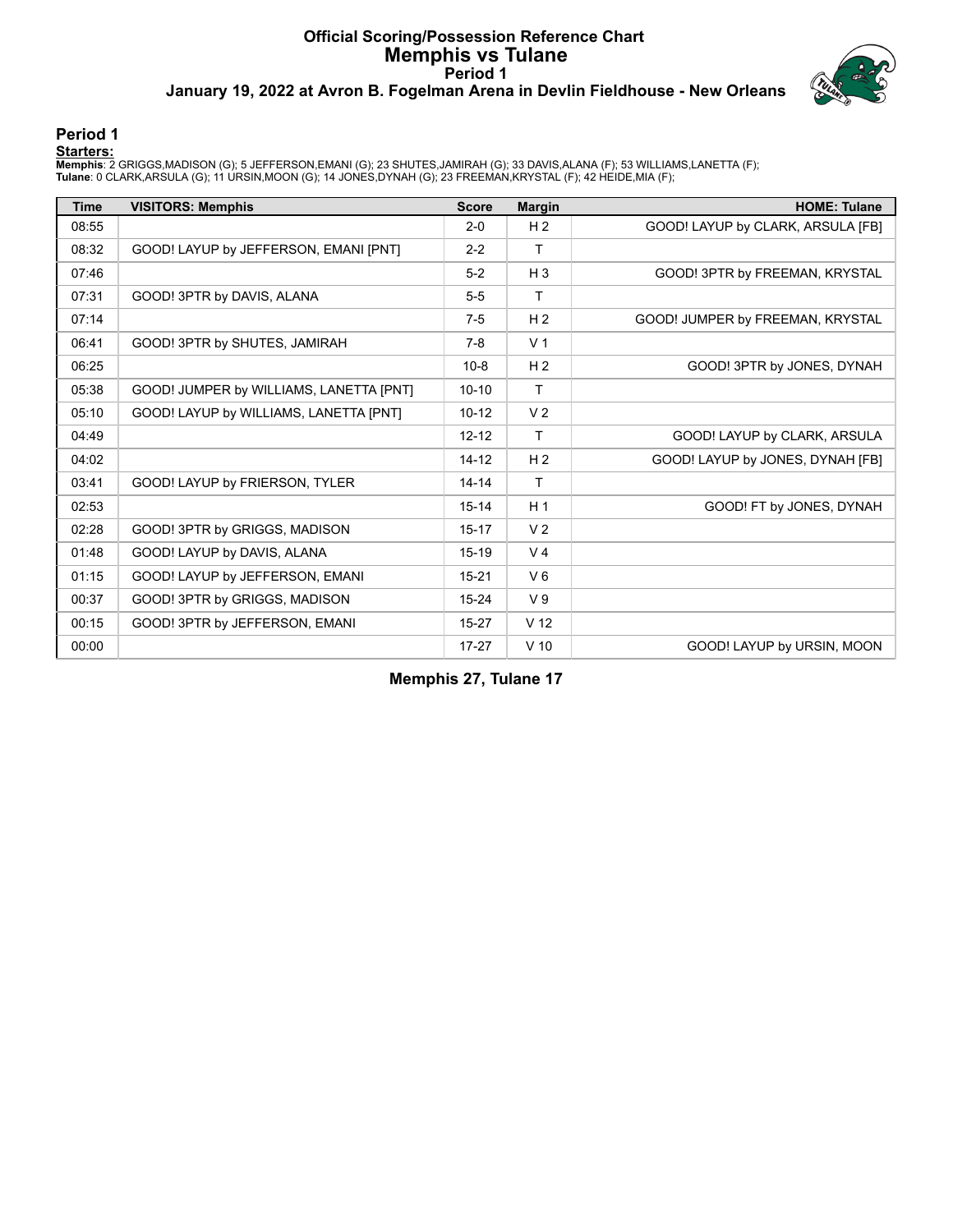# Official Scoring/Possession Reference Chart
## Memphis vs Tulane
### Period 1
### January 19, 2022 at Avron B. Fogelman Arena in Devlin Fieldhouse - New Orleans

### Period 1

**Starters:**

**Memphis**: 2 GRIGGS,MADISON (G); 5 JEFFERSON,EMANI (G); 23 SHUTES,JAMIRAH (G); 33 DAVIS,ALANA (F); 53 WILLIAMS,LANETTA (F);
**Tulane**: 0 CLARK,ARSULA (G); 11 URSIN,MOON (G); 14 JONES,DYNAH (G); 23 FREEMAN,KRYSTAL (F); 42 HEIDE,MIA (F);

| Time | VISITORS: Memphis | Score | Margin | HOME: Tulane |
|---|---|---|---|---|
| 08:55 | | 2-0 | H 2 | GOOD! LAYUP by CLARK, ARSULA [FB] |
| 08:32 | GOOD! LAYUP by JEFFERSON, EMANI [PNT] | 2-2 | T | |
| 07:46 | | 5-2 | H 3 | GOOD! 3PTR by FREEMAN, KRYSTAL |
| 07:31 | GOOD! 3PTR by DAVIS, ALANA | 5-5 | T | |
| 07:14 | | 7-5 | H 2 | GOOD! JUMPER by FREEMAN, KRYSTAL |
| 06:41 | GOOD! 3PTR by SHUTES, JAMIRAH | 7-8 | V 1 | |
| 06:25 | | 10-8 | H 2 | GOOD! 3PTR by JONES, DYNAH |
| 05:38 | GOOD! JUMPER by WILLIAMS, LANETTA [PNT] | 10-10 | T | |
| 05:10 | GOOD! LAYUP by WILLIAMS, LANETTA [PNT] | 10-12 | V 2 | |
| 04:49 | | 12-12 | T | GOOD! LAYUP by CLARK, ARSULA |
| 04:02 | | 14-12 | H 2 | GOOD! LAYUP by JONES, DYNAH [FB] |
| 03:41 | GOOD! LAYUP by FRIERSON, TYLER | 14-14 | T | |
| 02:53 | | 15-14 | H 1 | GOOD! FT by JONES, DYNAH |
| 02:28 | GOOD! 3PTR by GRIGGS, MADISON | 15-17 | V 2 | |
| 01:48 | GOOD! LAYUP by DAVIS, ALANA | 15-19 | V 4 | |
| 01:15 | GOOD! LAYUP by JEFFERSON, EMANI | 15-21 | V 6 | |
| 00:37 | GOOD! 3PTR by GRIGGS, MADISON | 15-24 | V 9 | |
| 00:15 | GOOD! 3PTR by JEFFERSON, EMANI | 15-27 | V 12 | |
| 00:00 | | 17-27 | V 10 | GOOD! LAYUP by URSIN, MOON |

**Memphis 27, Tulane 17**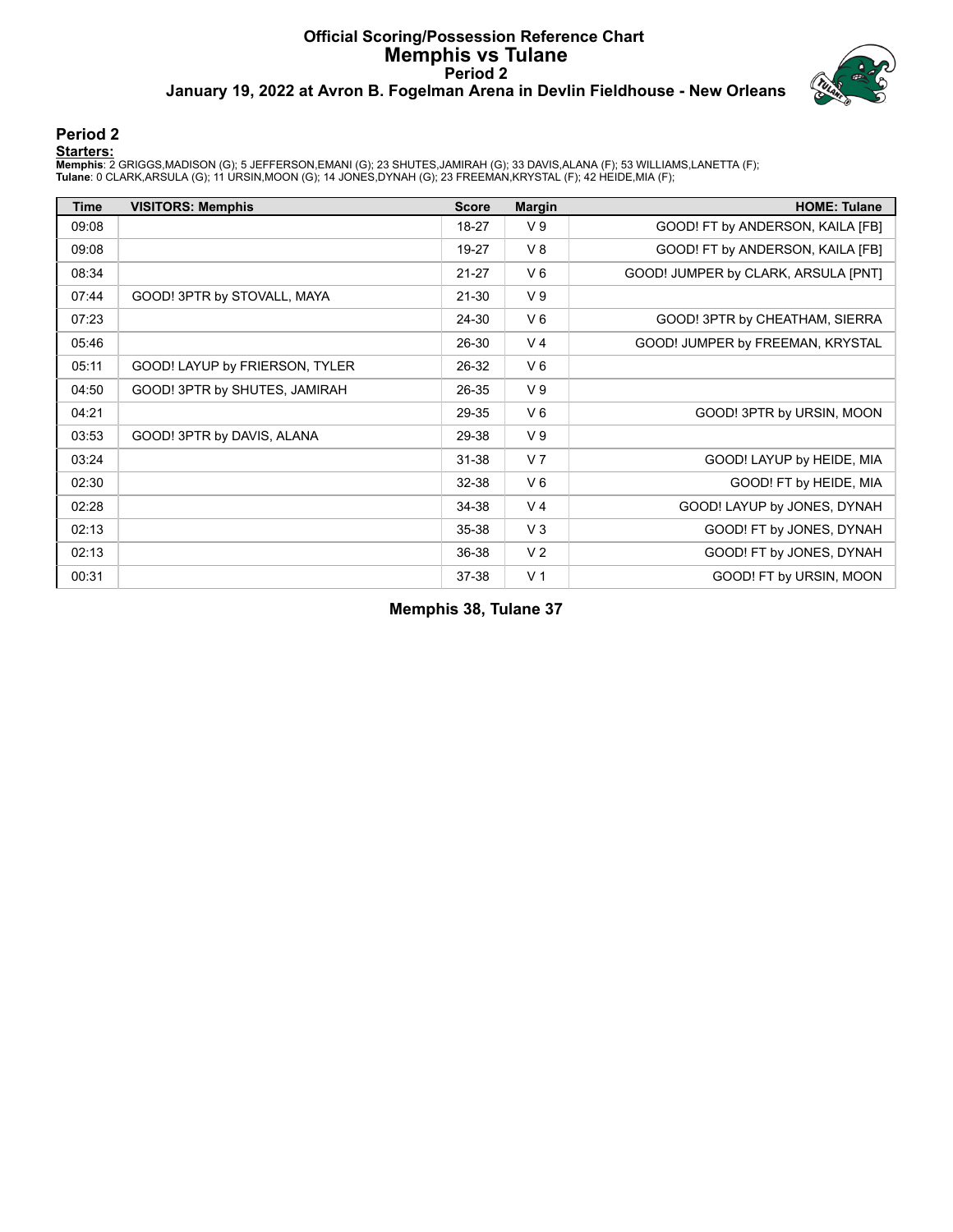# Official Scoring/Possession Reference Chart
# Memphis vs Tulane
## Period 2
### January 19, 2022 at Avron B. Fogelman Arena in Devlin Fieldhouse - New Orleans

## Period 2

**Starters:**

**Memphis**: 2 GRIGGS,MADISON (G); 5 JEFFERSON,EMANI (G); 23 SHUTES,JAMIRAH (G); 33 DAVIS,ALANA (F); 53 WILLIAMS,LANETTA (F);
**Tulane**: 0 CLARK,ARSULA (G); 11 URSIN,MOON (G); 14 JONES,DYNAH (G); 23 FREEMAN,KRYSTAL (F); 42 HEIDE,MIA (F);

| Time | VISITORS: Memphis | Score | Margin | HOME: Tulane |
|---|---|---|---|---|
| 09:08 | | 18-27 | V 9 | GOOD! FT by ANDERSON, KAILA [FB] |
| 09:08 | | 19-27 | V 8 | GOOD! FT by ANDERSON, KAILA [FB] |
| 08:34 | | 21-27 | V 6 | GOOD! JUMPER by CLARK, ARSULA [PNT] |
| 07:44 | GOOD! 3PTR by STOVALL, MAYA | 21-30 | V 9 | |
| 07:23 | | 24-30 | V 6 | GOOD! 3PTR by CHEATHAM, SIERRA |
| 05:46 | | 26-30 | V 4 | GOOD! JUMPER by FREEMAN, KRYSTAL |
| 05:11 | GOOD! LAYUP by FRIERSON, TYLER | 26-32 | V 6 | |
| 04:50 | GOOD! 3PTR by SHUTES, JAMIRAH | 26-35 | V 9 | |
| 04:21 | | 29-35 | V 6 | GOOD! 3PTR by URSIN, MOON |
| 03:53 | GOOD! 3PTR by DAVIS, ALANA | 29-38 | V 9 | |
| 03:24 | | 31-38 | V 7 | GOOD! LAYUP by HEIDE, MIA |
| 02:30 | | 32-38 | V 6 | GOOD! FT by HEIDE, MIA |
| 02:28 | | 34-38 | V 4 | GOOD! LAYUP by JONES, DYNAH |
| 02:13 | | 35-38 | V 3 | GOOD! FT by JONES, DYNAH |
| 02:13 | | 36-38 | V 2 | GOOD! FT by JONES, DYNAH |
| 00:31 | | 37-38 | V 1 | GOOD! FT by URSIN, MOON |

**Memphis 38, Tulane 37**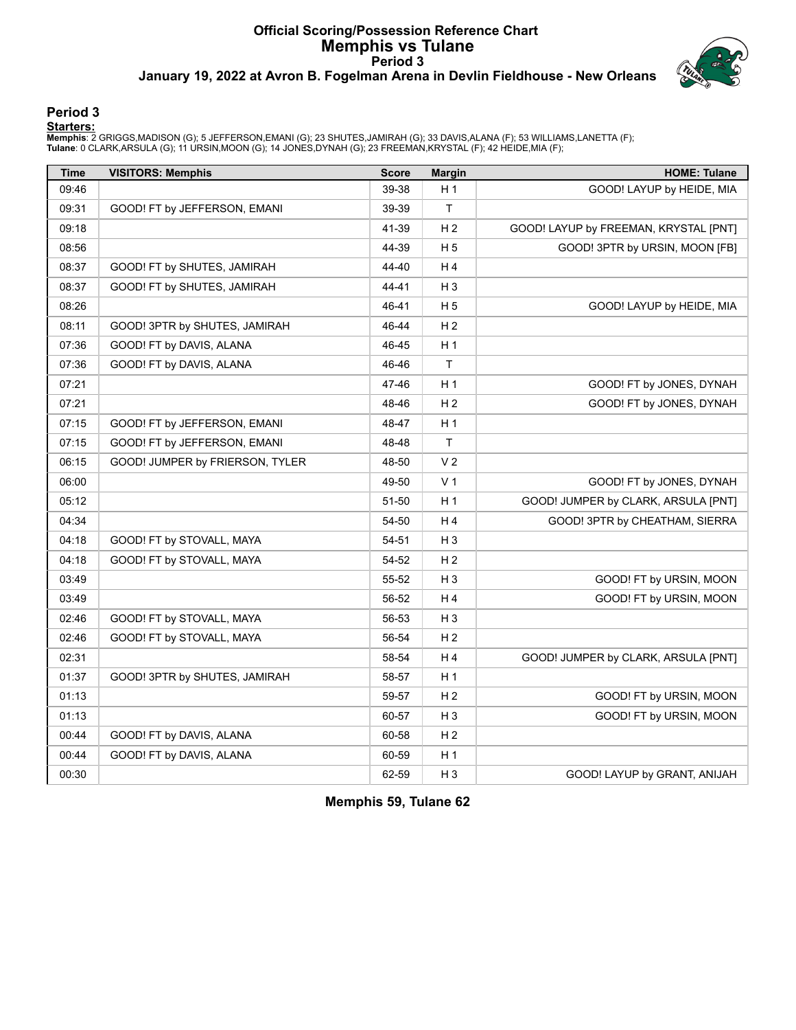# Official Scoring/Possession Reference Chart
## Memphis vs Tulane
### Period 3
### January 19, 2022 at Avron B. Fogelman Arena in Devlin Fieldhouse - New Orleans

## Period 3

**Starters:**

**Memphis**: 2 GRIGGS,MADISON (G); 5 JEFFERSON,EMANI (G); 23 SHUTES,JAMIRAH (G); 33 DAVIS,ALANA (F); 53 WILLIAMS,LANETTA (F);
**Tulane**: 0 CLARK,ARSULA (G); 11 URSIN,MOON (G); 14 JONES,DYNAH (G); 23 FREEMAN,KRYSTAL (F); 42 HEIDE,MIA (F);

| Time | VISITORS: Memphis | Score | Margin | HOME: Tulane |
|---|---|---|---|---|
| 09:46 | | 39-38 | H 1 | GOOD! LAYUP by HEIDE, MIA |
| 09:31 | GOOD! FT by JEFFERSON, EMANI | 39-39 | T | |
| 09:18 | | 41-39 | H 2 | GOOD! LAYUP by FREEMAN, KRYSTAL [PNT] |
| 08:56 | | 44-39 | H 5 | GOOD! 3PTR by URSIN, MOON [FB] |
| 08:37 | GOOD! FT by SHUTES, JAMIRAH | 44-40 | H 4 | |
| 08:37 | GOOD! FT by SHUTES, JAMIRAH | 44-41 | H 3 | |
| 08:26 | | 46-41 | H 5 | GOOD! LAYUP by HEIDE, MIA |
| 08:11 | GOOD! 3PTR by SHUTES, JAMIRAH | 46-44 | H 2 | |
| 07:36 | GOOD! FT by DAVIS, ALANA | 46-45 | H 1 | |
| 07:36 | GOOD! FT by DAVIS, ALANA | 46-46 | T | |
| 07:21 | | 47-46 | H 1 | GOOD! FT by JONES, DYNAH |
| 07:21 | | 48-46 | H 2 | GOOD! FT by JONES, DYNAH |
| 07:15 | GOOD! FT by JEFFERSON, EMANI | 48-47 | H 1 | |
| 07:15 | GOOD! FT by JEFFERSON, EMANI | 48-48 | T | |
| 06:15 | GOOD! JUMPER by FRIERSON, TYLER | 48-50 | V 2 | |
| 06:00 | | 49-50 | V 1 | GOOD! FT by JONES, DYNAH |
| 05:12 | | 51-50 | H 1 | GOOD! JUMPER by CLARK, ARSULA [PNT] |
| 04:34 | | 54-50 | H 4 | GOOD! 3PTR by CHEATHAM, SIERRA |
| 04:18 | GOOD! FT by STOVALL, MAYA | 54-51 | H 3 | |
| 04:18 | GOOD! FT by STOVALL, MAYA | 54-52 | H 2 | |
| 03:49 | | 55-52 | H 3 | GOOD! FT by URSIN, MOON |
| 03:49 | | 56-52 | H 4 | GOOD! FT by URSIN, MOON |
| 02:46 | GOOD! FT by STOVALL, MAYA | 56-53 | H 3 | |
| 02:46 | GOOD! FT by STOVALL, MAYA | 56-54 | H 2 | |
| 02:31 | | 58-54 | H 4 | GOOD! JUMPER by CLARK, ARSULA [PNT] |
| 01:37 | GOOD! 3PTR by SHUTES, JAMIRAH | 58-57 | H 1 | |
| 01:13 | | 59-57 | H 2 | GOOD! FT by URSIN, MOON |
| 01:13 | | 60-57 | H 3 | GOOD! FT by URSIN, MOON |
| 00:44 | GOOD! FT by DAVIS, ALANA | 60-58 | H 2 | |
| 00:44 | GOOD! FT by DAVIS, ALANA | 60-59 | H 1 | |
| 00:30 | | 62-59 | H 3 | GOOD! LAYUP by GRANT, ANIJAH |

**Memphis 59, Tulane 62**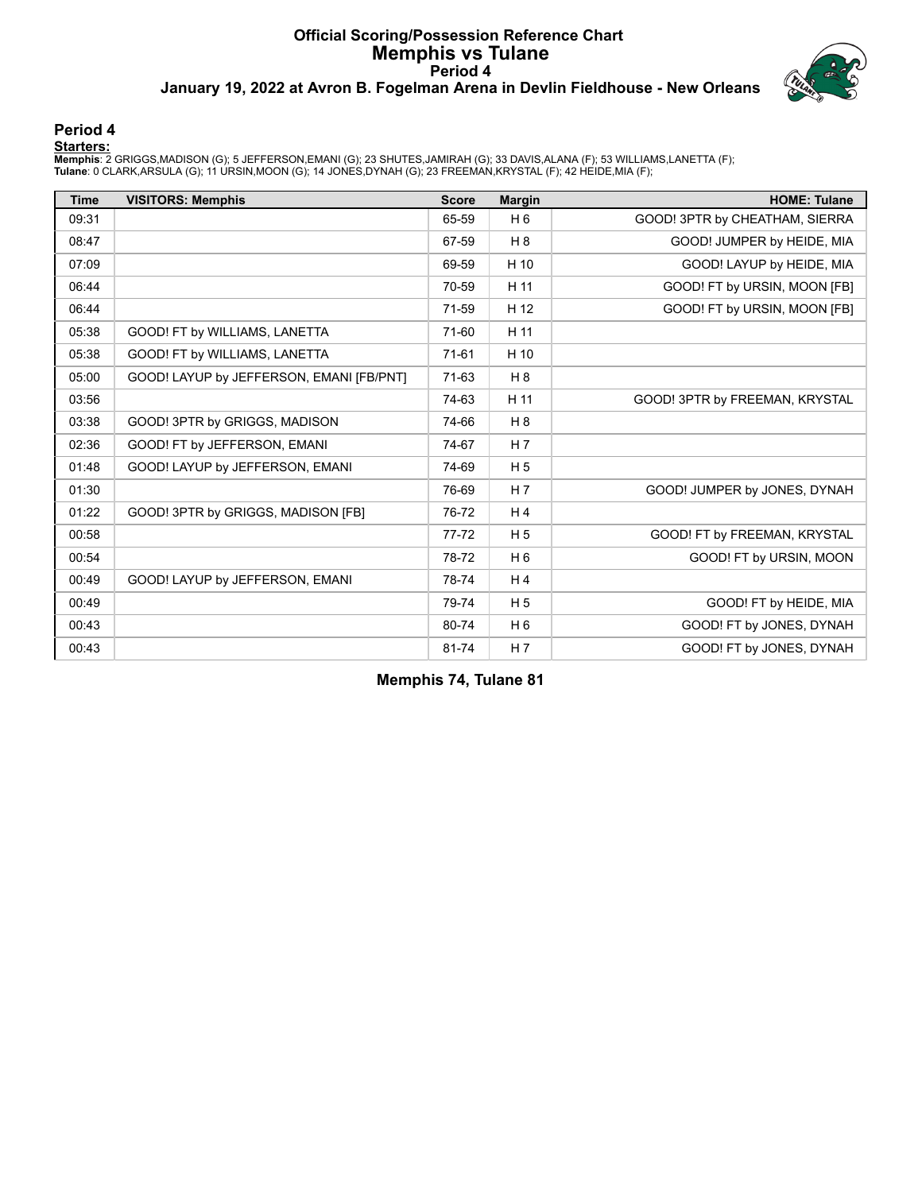# Official Scoring/Possession Reference Chart
## Memphis vs Tulane
### Period 4
### January 19, 2022 at Avron B. Fogelman Arena in Devlin Fieldhouse - New Orleans

## Period 4

**Starters:**

**Memphis**: 2 GRIGGS,MADISON (G); 5 JEFFERSON,EMANI (G); 23 SHUTES,JAMIRAH (G); 33 DAVIS,ALANA (F); 53 WILLIAMS,LANETTA (F);
**Tulane**: 0 CLARK,ARSULA (G); 11 URSIN,MOON (G); 14 JONES,DYNAH (G); 23 FREEMAN,KRYSTAL (F); 42 HEIDE,MIA (F);

| Time | VISITORS: Memphis | Score | Margin | HOME: Tulane |
|---|---|---|---|---|
| 09:31 | | 65-59 | H 6 | GOOD! 3PTR by CHEATHAM, SIERRA |
| 08:47 | | 67-59 | H 8 | GOOD! JUMPER by HEIDE, MIA |
| 07:09 | | 69-59 | H 10 | GOOD! LAYUP by HEIDE, MIA |
| 06:44 | | 70-59 | H 11 | GOOD! FT by URSIN, MOON [FB] |
| 06:44 | | 71-59 | H 12 | GOOD! FT by URSIN, MOON [FB] |
| 05:38 | GOOD! FT by WILLIAMS, LANETTA | 71-60 | H 11 | |
| 05:38 | GOOD! FT by WILLIAMS, LANETTA | 71-61 | H 10 | |
| 05:00 | GOOD! LAYUP by JEFFERSON, EMANI [FB/PNT] | 71-63 | H 8 | |
| 03:56 | | 74-63 | H 11 | GOOD! 3PTR by FREEMAN, KRYSTAL |
| 03:38 | GOOD! 3PTR by GRIGGS, MADISON | 74-66 | H 8 | |
| 02:36 | GOOD! FT by JEFFERSON, EMANI | 74-67 | H 7 | |
| 01:48 | GOOD! LAYUP by JEFFERSON, EMANI | 74-69 | H 5 | |
| 01:30 | | 76-69 | H 7 | GOOD! JUMPER by JONES, DYNAH |
| 01:22 | GOOD! 3PTR by GRIGGS, MADISON [FB] | 76-72 | H 4 | |
| 00:58 | | 77-72 | H 5 | GOOD! FT by FREEMAN, KRYSTAL |
| 00:54 | | 78-72 | H 6 | GOOD! FT by URSIN, MOON |
| 00:49 | GOOD! LAYUP by JEFFERSON, EMANI | 78-74 | H 4 | |
| 00:49 | | 79-74 | H 5 | GOOD! FT by HEIDE, MIA |
| 00:43 | | 80-74 | H 6 | GOOD! FT by JONES, DYNAH |
| 00:43 | | 81-74 | H 7 | GOOD! FT by JONES, DYNAH |

**Memphis 74, Tulane 81**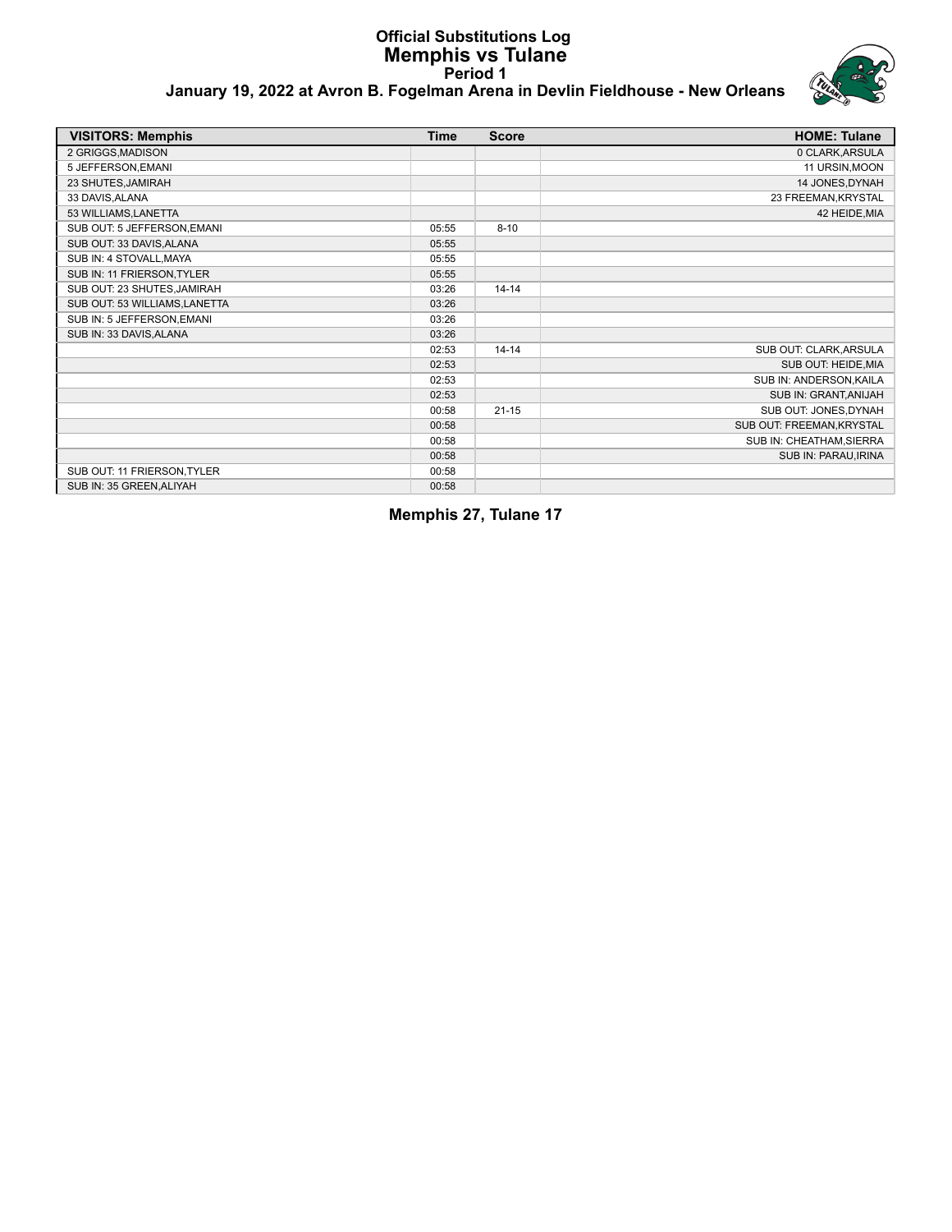# Official Substitutions Log
## Memphis vs Tulane
### Period 1
### January 19, 2022 at Avron B. Fogelman Arena in Devlin Fieldhouse - New Orleans

| VISITORS: Memphis | Time | Score | HOME: Tulane |
|---|---|---|---|
| 2 GRIGGS,MADISON | | | 0 CLARK,ARSULA |
| 5 JEFFERSON,EMANI | | | 11 URSIN,MOON |
| 23 SHUTES,JAMIRAH | | | 14 JONES,DYNAH |
| 33 DAVIS,ALANA | | | 23 FREEMAN,KRYSTAL |
| 53 WILLIAMS,LANETTA | | | 42 HEIDE,MIA |
| SUB OUT: 5 JEFFERSON,EMANI | 05:55 | 8-10 | |
| SUB OUT: 33 DAVIS,ALANA | 05:55 | | |
| SUB IN: 4 STOVALL,MAYA | 05:55 | | |
| SUB IN: 11 FRIERSON,TYLER | 05:55 | | |
| SUB OUT: 23 SHUTES,JAMIRAH | 03:26 | 14-14 | |
| SUB OUT: 53 WILLIAMS,LANETTA | 03:26 | | |
| SUB IN: 5 JEFFERSON,EMANI | 03:26 | | |
| SUB IN: 33 DAVIS,ALANA | 03:26 | | |
| | 02:53 | 14-14 | SUB OUT: CLARK,ARSULA |
| | 02:53 | | SUB OUT: HEIDE,MIA |
| | 02:53 | | SUB IN: ANDERSON,KAILA |
| | 02:53 | | SUB IN: GRANT,ANIJAH |
| | 00:58 | 21-15 | SUB OUT: JONES,DYNAH |
| | 00:58 | | SUB OUT: FREEMAN,KRYSTAL |
| | 00:58 | | SUB IN: CHEATHAM,SIERRA |
| | 00:58 | | SUB IN: PARAU,IRINA |
| SUB OUT: 11 FRIERSON,TYLER | 00:58 | | |
| SUB IN: 35 GREEN,ALIYAH | 00:58 | | |

**Memphis 27, Tulane 17**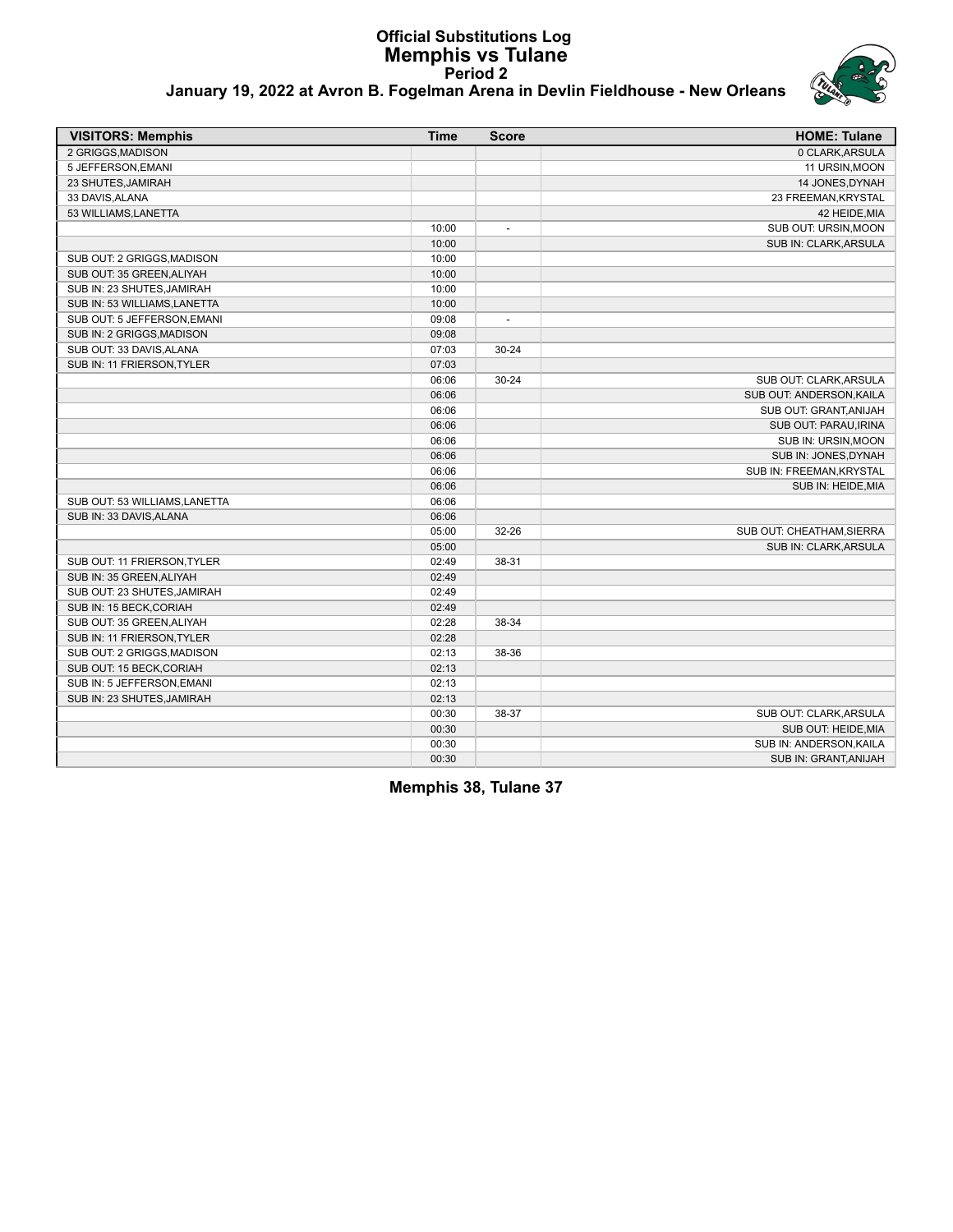# Official Substitutions Log
## Memphis vs Tulane
### Period 2
### January 19, 2022 at Avron B. Fogelman Arena in Devlin Fieldhouse - New Orleans

| VISITORS: Memphis | Time | Score | HOME: Tulane |
|---|---|---|---|
| 2 GRIGGS,MADISON | | | 0 CLARK,ARSULA |
| 5 JEFFERSON,EMANI | | | 11 URSIN,MOON |
| 23 SHUTES,JAMIRAH | | | 14 JONES,DYNAH |
| 33 DAVIS,ALANA | | | 23 FREEMAN,KRYSTAL |
| 53 WILLIAMS,LANETTA | | | 42 HEIDE,MIA |
| | 10:00 | - | SUB OUT: URSIN,MOON |
| | 10:00 | | SUB IN: CLARK,ARSULA |
| SUB OUT: 2 GRIGGS,MADISON | 10:00 | | |
| SUB OUT: 35 GREEN,ALIYAH | 10:00 | | |
| SUB IN: 23 SHUTES,JAMIRAH | 10:00 | | |
| SUB IN: 53 WILLIAMS,LANETTA | 10:00 | | |
| SUB OUT: 5 JEFFERSON,EMANI | 09:08 | - | |
| SUB IN: 2 GRIGGS,MADISON | 09:08 | | |
| SUB OUT: 33 DAVIS,ALANA | 07:03 | 30-24 | |
| SUB IN: 11 FRIERSON,TYLER | 07:03 | | |
| | 06:06 | 30-24 | SUB OUT: CLARK,ARSULA |
| | 06:06 | | SUB OUT: ANDERSON,KAILA |
| | 06:06 | | SUB OUT: GRANT,ANIJAH |
| | 06:06 | | SUB OUT: PARAU,IRINA |
| | 06:06 | | SUB IN: URSIN,MOON |
| | 06:06 | | SUB IN: JONES,DYNAH |
| | 06:06 | | SUB IN: FREEMAN,KRYSTAL |
| | 06:06 | | SUB IN: HEIDE,MIA |
| SUB OUT: 53 WILLIAMS,LANETTA | 06:06 | | |
| SUB IN: 33 DAVIS,ALANA | 06:06 | | |
| | 05:00 | 32-26 | SUB OUT: CHEATHAM,SIERRA |
| | 05:00 | | SUB IN: CLARK,ARSULA |
| SUB OUT: 11 FRIERSON,TYLER | 02:49 | 38-31 | |
| SUB IN: 35 GREEN,ALIYAH | 02:49 | | |
| SUB OUT: 23 SHUTES,JAMIRAH | 02:49 | | |
| SUB IN: 15 BECK,CORIAH | 02:49 | | |
| SUB OUT: 35 GREEN,ALIYAH | 02:28 | 38-34 | |
| SUB IN: 11 FRIERSON,TYLER | 02:28 | | |
| SUB OUT: 2 GRIGGS,MADISON | 02:13 | 38-36 | |
| SUB OUT: 15 BECK,CORIAH | 02:13 | | |
| SUB IN: 5 JEFFERSON,EMANI | 02:13 | | |
| SUB IN: 23 SHUTES,JAMIRAH | 02:13 | | |
| | 00:30 | 38-37 | SUB OUT: CLARK,ARSULA |
| | 00:30 | | SUB OUT: HEIDE,MIA |
| | 00:30 | | SUB IN: ANDERSON,KAILA |
| | 00:30 | | SUB IN: GRANT,ANIJAH |

**Memphis 38, Tulane 37**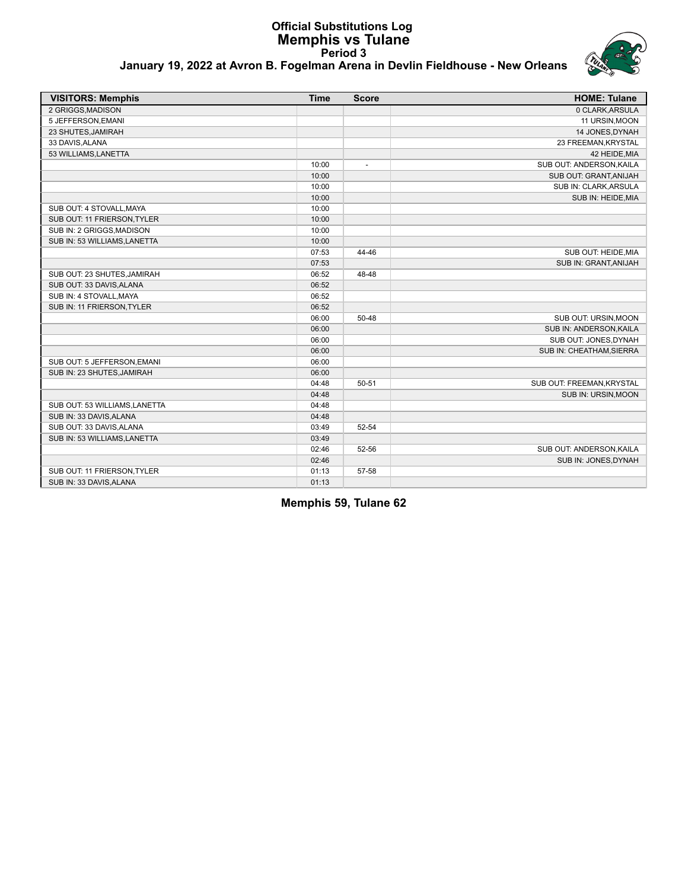# Official Substitutions Log
## Memphis vs Tulane
### Period 3
### January 19, 2022 at Avron B. Fogelman Arena in Devlin Fieldhouse - New Orleans

| VISITORS: Memphis | Time | Score | HOME: Tulane |
|---|---|---|---|
| 2 GRIGGS,MADISON | | | 0 CLARK,ARSULA |
| 5 JEFFERSON,EMANI | | | 11 URSIN,MOON |
| 23 SHUTES,JAMIRAH | | | 14 JONES,DYNAH |
| 33 DAVIS,ALANA | | | 23 FREEMAN,KRYSTAL |
| 53 WILLIAMS,LANETTA | | | 42 HEIDE,MIA |
| | 10:00 | - | SUB OUT: ANDERSON,KAILA |
| | 10:00 | | SUB OUT: GRANT,ANIJAH |
| | 10:00 | | SUB IN: CLARK,ARSULA |
| | 10:00 | | SUB IN: HEIDE,MIA |
| SUB OUT: 4 STOVALL,MAYA | 10:00 | | |
| SUB OUT: 11 FRIERSON,TYLER | 10:00 | | |
| SUB IN: 2 GRIGGS,MADISON | 10:00 | | |
| SUB IN: 53 WILLIAMS,LANETTA | 10:00 | | |
| | 07:53 | 44-46 | SUB OUT: HEIDE,MIA |
| | 07:53 | | SUB IN: GRANT,ANIJAH |
| SUB OUT: 23 SHUTES,JAMIRAH | 06:52 | 48-48 | |
| SUB OUT: 33 DAVIS,ALANA | 06:52 | | |
| SUB IN: 4 STOVALL,MAYA | 06:52 | | |
| SUB IN: 11 FRIERSON,TYLER | 06:52 | | |
| | 06:00 | 50-48 | SUB OUT: URSIN,MOON |
| | 06:00 | | SUB IN: ANDERSON,KAILA |
| | 06:00 | | SUB OUT: JONES,DYNAH |
| | 06:00 | | SUB IN: CHEATHAM,SIERRA |
| SUB OUT: 5 JEFFERSON,EMANI | 06:00 | | |
| SUB IN: 23 SHUTES,JAMIRAH | 06:00 | | |
| | 04:48 | 50-51 | SUB OUT: FREEMAN,KRYSTAL |
| | 04:48 | | SUB IN: URSIN,MOON |
| SUB OUT: 53 WILLIAMS,LANETTA | 04:48 | | |
| SUB IN: 33 DAVIS,ALANA | 04:48 | | |
| SUB OUT: 33 DAVIS,ALANA | 03:49 | 52-54 | |
| SUB IN: 53 WILLIAMS,LANETTA | 03:49 | | |
| | 02:46 | 52-56 | SUB OUT: ANDERSON,KAILA |
| | 02:46 | | SUB IN: JONES,DYNAH |
| SUB OUT: 11 FRIERSON,TYLER | 01:13 | 57-58 | |
| SUB IN: 33 DAVIS,ALANA | 01:13 | | |

**Memphis 59, Tulane 62**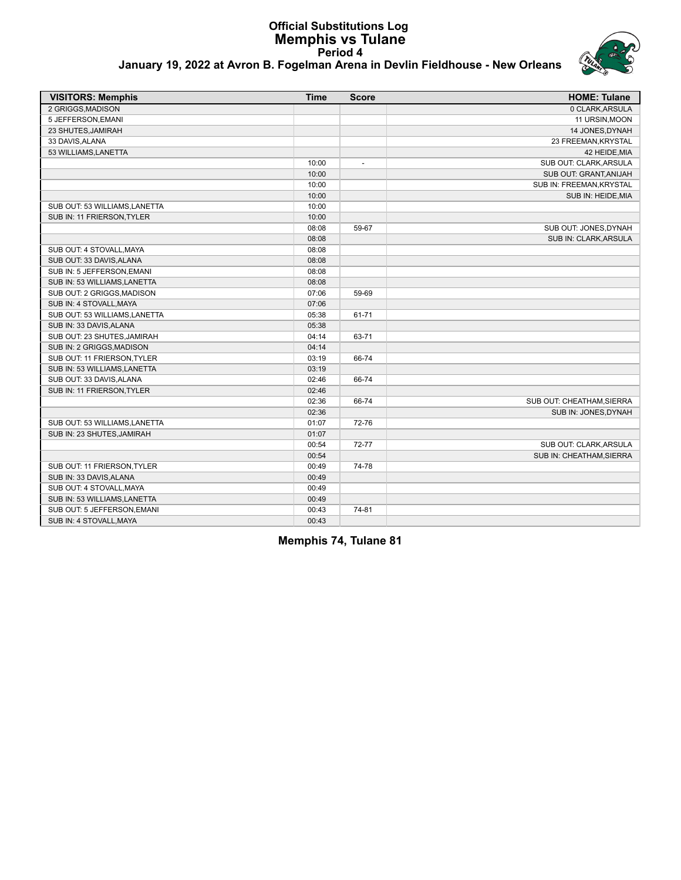# Official Substitutions Log
## Memphis vs Tulane
### Period 4
### January 19, 2022 at Avron B. Fogelman Arena in Devlin Fieldhouse - New Orleans

| VISITORS: Memphis | Time | Score | HOME: Tulane |
|---|---|---|---|
| 2 GRIGGS,MADISON | | | 0 CLARK,ARSULA |
| 5 JEFFERSON,EMANI | | | 11 URSIN,MOON |
| 23 SHUTES,JAMIRAH | | | 14 JONES,DYNAH |
| 33 DAVIS,ALANA | | | 23 FREEMAN,KRYSTAL |
| 53 WILLIAMS,LANETTA | | | 42 HEIDE,MIA |
| | 10:00 | - | SUB OUT: CLARK,ARSULA |
| | 10:00 | | SUB OUT: GRANT,ANIJAH |
| | 10:00 | | SUB IN: FREEMAN,KRYSTAL |
| | 10:00 | | SUB IN: HEIDE,MIA |
| SUB OUT: 53 WILLIAMS,LANETTA | 10:00 | | |
| SUB IN: 11 FRIERSON,TYLER | 10:00 | | |
| | 08:08 | 59-67 | SUB OUT: JONES,DYNAH |
| | 08:08 | | SUB IN: CLARK,ARSULA |
| SUB OUT: 4 STOVALL,MAYA | 08:08 | | |
| SUB OUT: 33 DAVIS,ALANA | 08:08 | | |
| SUB IN: 5 JEFFERSON,EMANI | 08:08 | | |
| SUB IN: 53 WILLIAMS,LANETTA | 08:08 | | |
| SUB OUT: 2 GRIGGS,MADISON | 07:06 | 59-69 | |
| SUB IN: 4 STOVALL,MAYA | 07:06 | | |
| SUB OUT: 53 WILLIAMS,LANETTA | 05:38 | 61-71 | |
| SUB IN: 33 DAVIS,ALANA | 05:38 | | |
| SUB OUT: 23 SHUTES,JAMIRAH | 04:14 | 63-71 | |
| SUB IN: 2 GRIGGS,MADISON | 04:14 | | |
| SUB OUT: 11 FRIERSON,TYLER | 03:19 | 66-74 | |
| SUB IN: 53 WILLIAMS,LANETTA | 03:19 | | |
| SUB OUT: 33 DAVIS,ALANA | 02:46 | 66-74 | |
| SUB IN: 11 FRIERSON,TYLER | 02:46 | | |
| | 02:36 | 66-74 | SUB OUT: CHEATHAM,SIERRA |
| | 02:36 | | SUB IN: JONES,DYNAH |
| SUB OUT: 53 WILLIAMS,LANETTA | 01:07 | 72-76 | |
| SUB IN: 23 SHUTES,JAMIRAH | 01:07 | | |
| | 00:54 | 72-77 | SUB OUT: CLARK,ARSULA |
| | 00:54 | | SUB IN: CHEATHAM,SIERRA |
| SUB OUT: 11 FRIERSON,TYLER | 00:49 | 74-78 | |
| SUB IN: 33 DAVIS,ALANA | 00:49 | | |
| SUB OUT: 4 STOVALL,MAYA | 00:49 | | |
| SUB IN: 53 WILLIAMS,LANETTA | 00:49 | | |
| SUB OUT: 5 JEFFERSON,EMANI | 00:43 | 74-81 | |
| SUB IN: 4 STOVALL,MAYA | 00:43 | | |

**Memphis 74, Tulane 81**